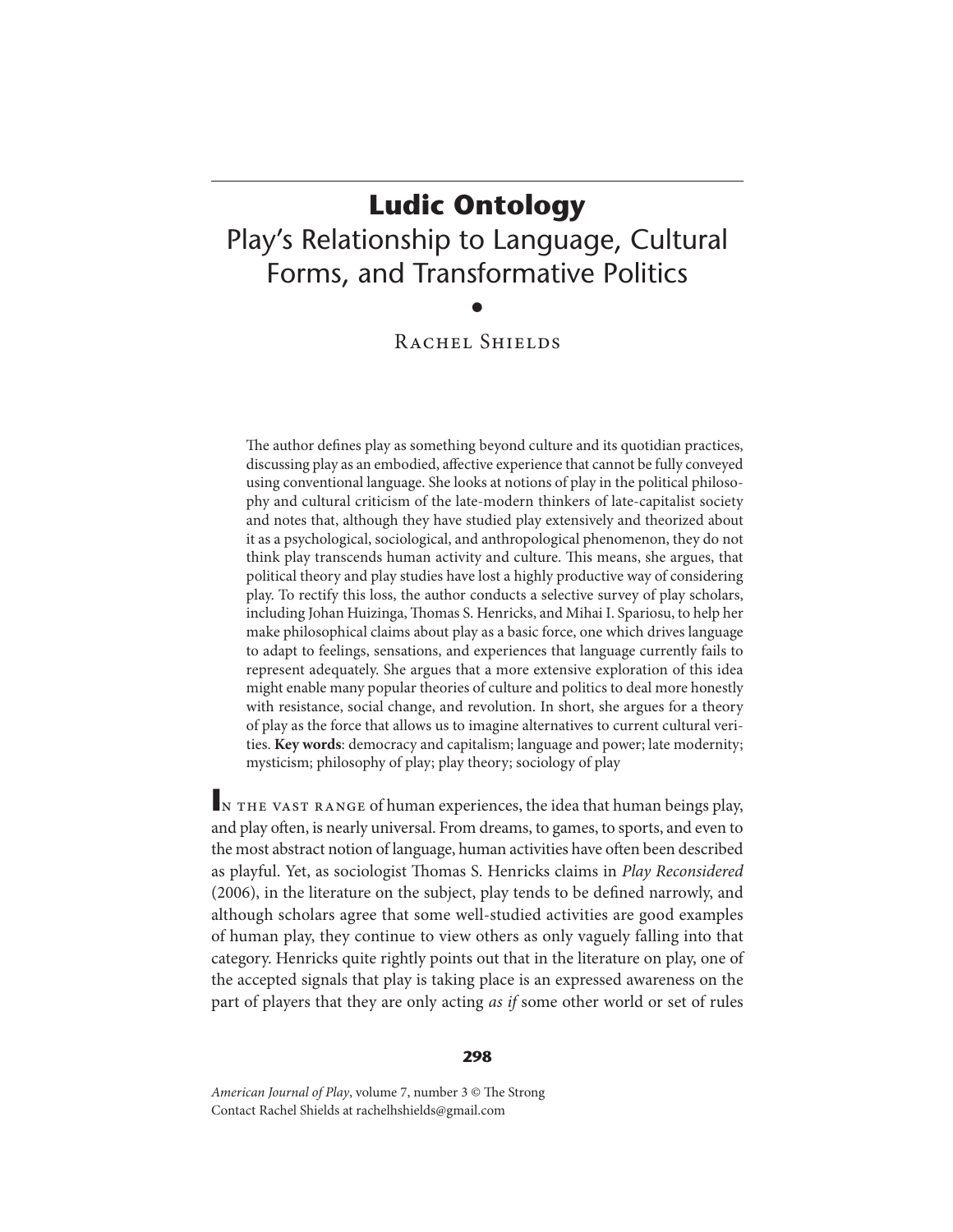# Ludic Ontology

## Play's Relationship to Language, Cultural Forms, and Transformative Politics

•

Rachel Shields

The author defines play as something beyond culture and its quotidian practices, discussing play as an embodied, affective experience that cannot be fully conveyed using conventional language. She looks at notions of play in the political philosophy and cultural criticism of the late-modern thinkers of late-capitalist society and notes that, although they have studied play extensively and theorized about it as a psychological, sociological, and anthropological phenomenon, they do not think play transcends human activity and culture. This means, she argues, that political theory and play studies have lost a highly productive way of considering play. To rectify this loss, the author conducts a selective survey of play scholars, including Johan Huizinga, Thomas S. Henricks, and Mihai I. Spariosu, to help her make philosophical claims about play as a basic force, one which drives language to adapt to feelings, sensations, and experiences that language currently fails to represent adequately. She argues that a more extensive exploration of this idea might enable many popular theories of culture and politics to deal more honestly with resistance, social change, and revolution. In short, she argues for a theory of play as the force that allows us to imagine alternatives to current cultural verities. **Key words**: democracy and capitalism; language and power; late modernity; mysticism; philosophy of play; play theory; sociology of play

In the vast range of human experiences, the idea that human beings play, and play often, is nearly universal. From dreams, to games, to sports, and even to the most abstract notion of language, human activities have often been described as playful. Yet, as sociologist Thomas S. Henricks claims in *Play Reconsidered* (2006), in the literature on the subject, play tends to be defined narrowly, and although scholars agree that some well-studied activities are good examples of human play, they continue to view others as only vaguely falling into that category. Henricks quite rightly points out that in the literature on play, one of the accepted signals that play is taking place is an expressed awareness on the part of players that they are only acting *as if* some other world or set of rules

*American Journal of Play*, volume 7, number 3 © The Strong
Contact Rachel Shields at rachelhshields@gmail.com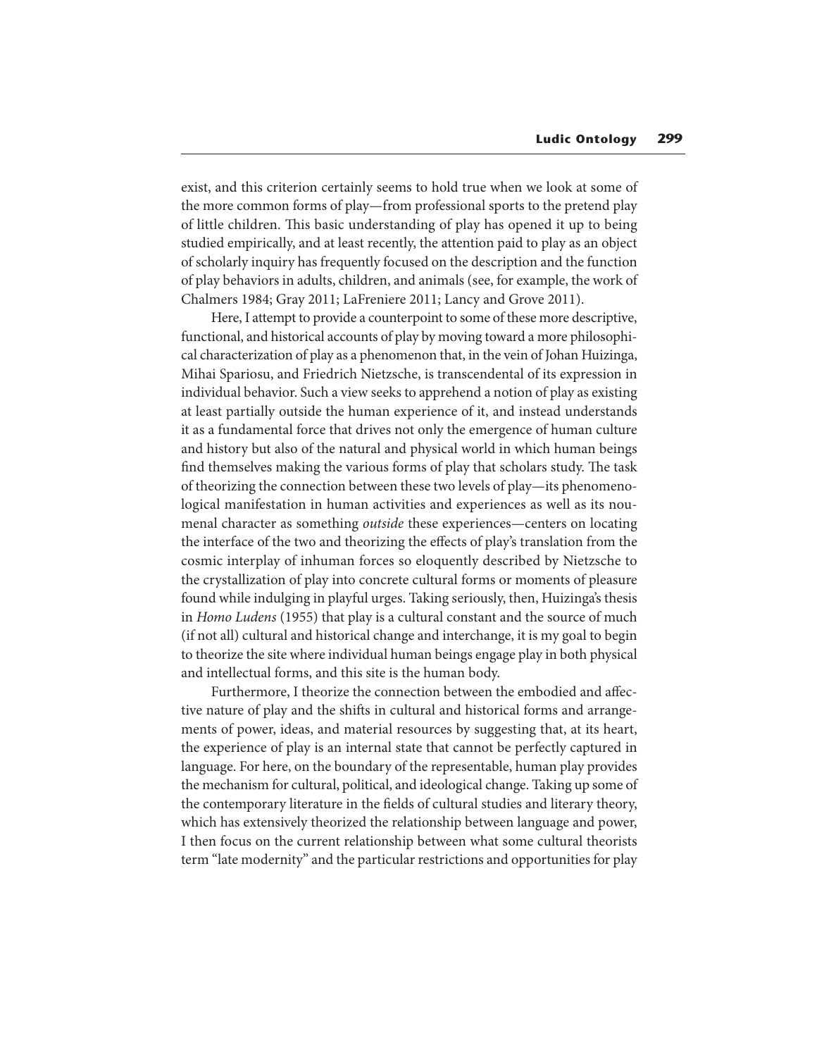exist, and this criterion certainly seems to hold true when we look at some of the more common forms of play—from professional sports to the pretend play of little children. This basic understanding of play has opened it up to being studied empirically, and at least recently, the attention paid to play as an object of scholarly inquiry has frequently focused on the description and the function of play behaviors in adults, children, and animals (see, for example, the work of Chalmers 1984; Gray 2011; LaFreniere 2011; Lancy and Grove 2011).

Here, I attempt to provide a counterpoint to some of these more descriptive, functional, and historical accounts of play by moving toward a more philosophical characterization of play as a phenomenon that, in the vein of Johan Huizinga, Mihai Spariosu, and Friedrich Nietzsche, is transcendental of its expression in individual behavior. Such a view seeks to apprehend a notion of play as existing at least partially outside the human experience of it, and instead understands it as a fundamental force that drives not only the emergence of human culture and history but also of the natural and physical world in which human beings find themselves making the various forms of play that scholars study. The task of theorizing the connection between these two levels of play—its phenomenological manifestation in human activities and experiences as well as its noumenal character as something *outside* these experiences—centers on locating the interface of the two and theorizing the effects of play's translation from the cosmic interplay of inhuman forces so eloquently described by Nietzsche to the crystallization of play into concrete cultural forms or moments of pleasure found while indulging in playful urges. Taking seriously, then, Huizinga's thesis in *Homo Ludens* (1955) that play is a cultural constant and the source of much (if not all) cultural and historical change and interchange, it is my goal to begin to theorize the site where individual human beings engage play in both physical and intellectual forms, and this site is the human body.

Furthermore, I theorize the connection between the embodied and affective nature of play and the shifts in cultural and historical forms and arrangements of power, ideas, and material resources by suggesting that, at its heart, the experience of play is an internal state that cannot be perfectly captured in language. For here, on the boundary of the representable, human play provides the mechanism for cultural, political, and ideological change. Taking up some of the contemporary literature in the fields of cultural studies and literary theory, which has extensively theorized the relationship between language and power, I then focus on the current relationship between what some cultural theorists term "late modernity" and the particular restrictions and opportunities for play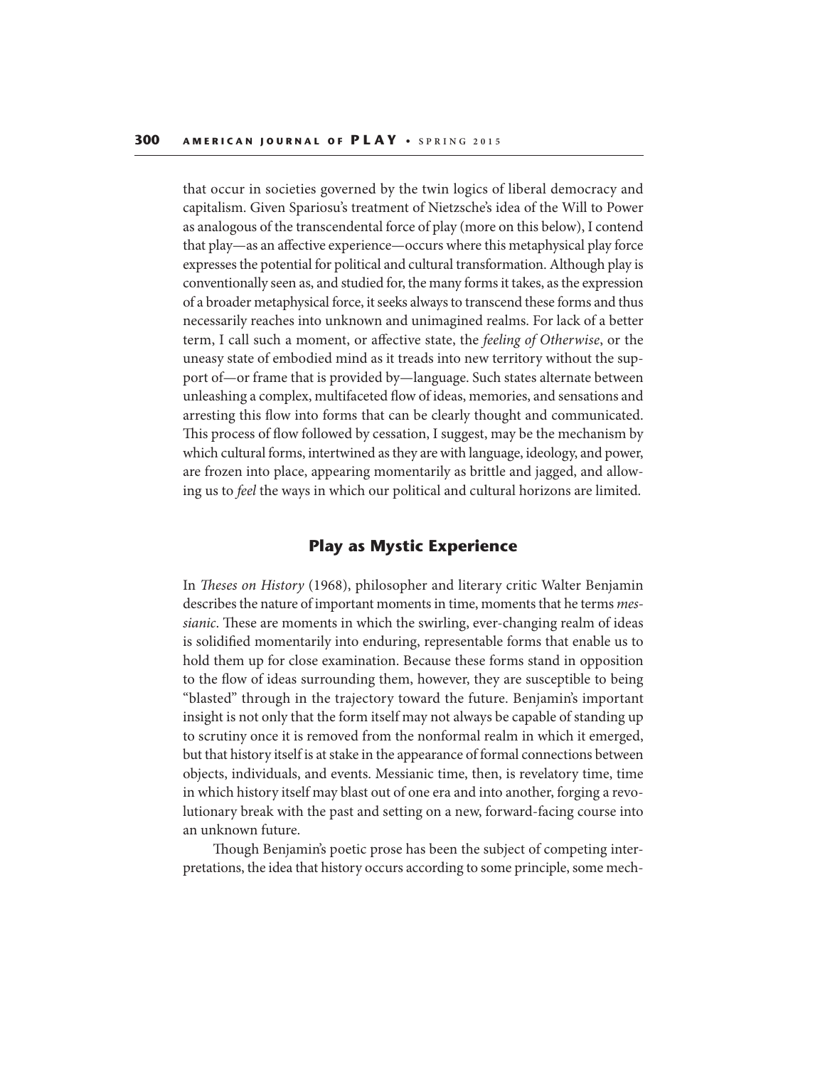that occur in societies governed by the twin logics of liberal democracy and capitalism. Given Spariosu's treatment of Nietzsche's idea of the Will to Power as analogous of the transcendental force of play (more on this below), I contend that play—as an affective experience—occurs where this metaphysical play force expresses the potential for political and cultural transformation. Although play is conventionally seen as, and studied for, the many forms it takes, as the expression of a broader metaphysical force, it seeks always to transcend these forms and thus necessarily reaches into unknown and unimagined realms. For lack of a better term, I call such a moment, or affective state, the *feeling of Otherwise*, or the uneasy state of embodied mind as it treads into new territory without the support of—or frame that is provided by—language. Such states alternate between unleashing a complex, multifaceted flow of ideas, memories, and sensations and arresting this flow into forms that can be clearly thought and communicated. This process of flow followed by cessation, I suggest, may be the mechanism by which cultural forms, intertwined as they are with language, ideology, and power, are frozen into place, appearing momentarily as brittle and jagged, and allowing us to *feel* the ways in which our political and cultural horizons are limited.

## Play as Mystic Experience

In *Theses on History* (1968), philosopher and literary critic Walter Benjamin describes the nature of important moments in time, moments that he terms *messianic*. These are moments in which the swirling, ever-changing realm of ideas is solidified momentarily into enduring, representable forms that enable us to hold them up for close examination. Because these forms stand in opposition to the flow of ideas surrounding them, however, they are susceptible to being "blasted" through in the trajectory toward the future. Benjamin's important insight is not only that the form itself may not always be capable of standing up to scrutiny once it is removed from the nonformal realm in which it emerged, but that history itself is at stake in the appearance of formal connections between objects, individuals, and events. Messianic time, then, is revelatory time, time in which history itself may blast out of one era and into another, forging a revolutionary break with the past and setting on a new, forward-facing course into an unknown future.

Though Benjamin's poetic prose has been the subject of competing interpretations, the idea that history occurs according to some principle, some mech-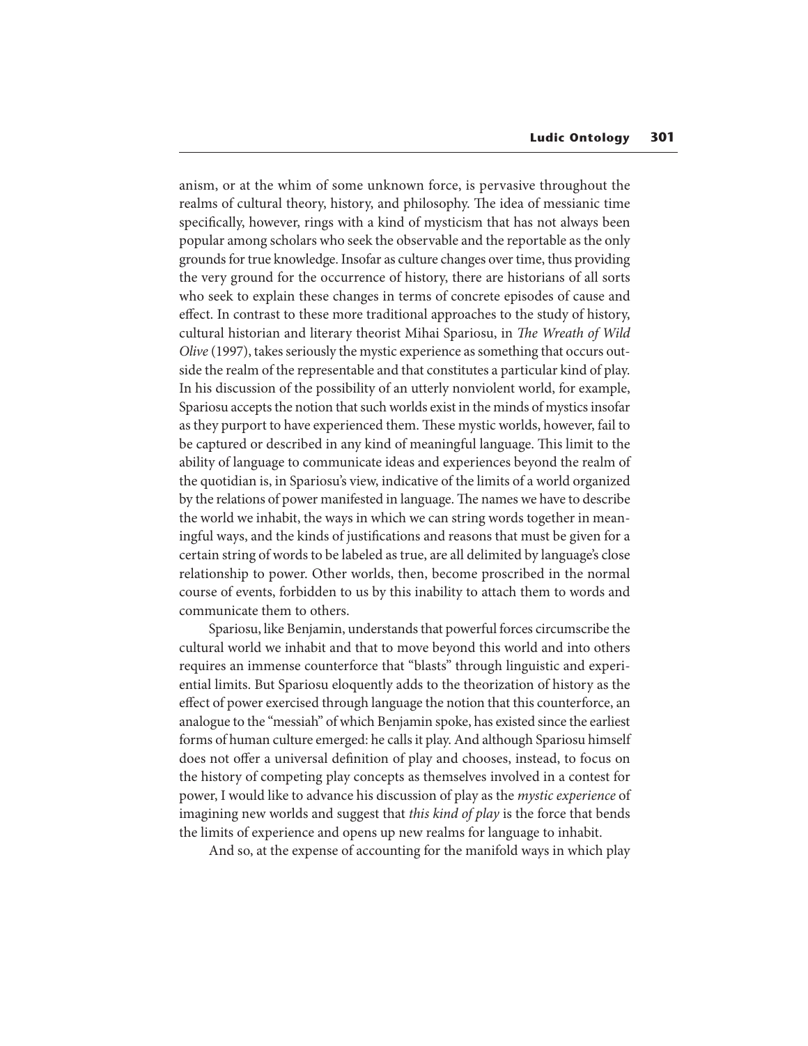anism, or at the whim of some unknown force, is pervasive throughout the realms of cultural theory, history, and philosophy. The idea of messianic time specifically, however, rings with a kind of mysticism that has not always been popular among scholars who seek the observable and the reportable as the only grounds for true knowledge. Insofar as culture changes over time, thus providing the very ground for the occurrence of history, there are historians of all sorts who seek to explain these changes in terms of concrete episodes of cause and effect. In contrast to these more traditional approaches to the study of history, cultural historian and literary theorist Mihai Spariosu, in *The Wreath of Wild Olive* (1997), takes seriously the mystic experience as something that occurs outside the realm of the representable and that constitutes a particular kind of play. In his discussion of the possibility of an utterly nonviolent world, for example, Spariosu accepts the notion that such worlds exist in the minds of mystics insofar as they purport to have experienced them. These mystic worlds, however, fail to be captured or described in any kind of meaningful language. This limit to the ability of language to communicate ideas and experiences beyond the realm of the quotidian is, in Spariosu's view, indicative of the limits of a world organized by the relations of power manifested in language. The names we have to describe the world we inhabit, the ways in which we can string words together in meaningful ways, and the kinds of justifications and reasons that must be given for a certain string of words to be labeled as true, are all delimited by language's close relationship to power. Other worlds, then, become proscribed in the normal course of events, forbidden to us by this inability to attach them to words and communicate them to others.

Spariosu, like Benjamin, understands that powerful forces circumscribe the cultural world we inhabit and that to move beyond this world and into others requires an immense counterforce that "blasts" through linguistic and experiential limits. But Spariosu eloquently adds to the theorization of history as the effect of power exercised through language the notion that this counterforce, an analogue to the "messiah" of which Benjamin spoke, has existed since the earliest forms of human culture emerged: he calls it play. And although Spariosu himself does not offer a universal definition of play and chooses, instead, to focus on the history of competing play concepts as themselves involved in a contest for power, I would like to advance his discussion of play as the *mystic experience* of imagining new worlds and suggest that *this kind of play* is the force that bends the limits of experience and opens up new realms for language to inhabit.

And so, at the expense of accounting for the manifold ways in which play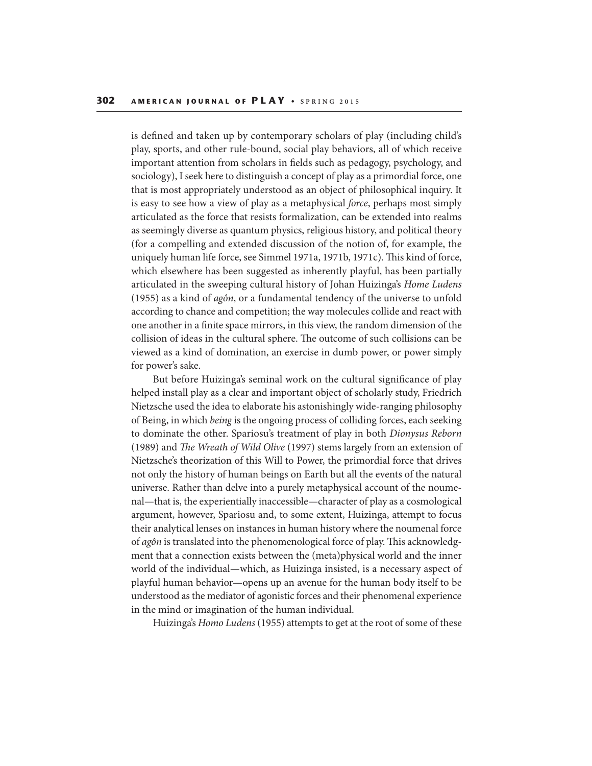is defined and taken up by contemporary scholars of play (including child's play, sports, and other rule-bound, social play behaviors, all of which receive important attention from scholars in fields such as pedagogy, psychology, and sociology), I seek here to distinguish a concept of play as a primordial force, one that is most appropriately understood as an object of philosophical inquiry. It is easy to see how a view of play as a metaphysical *force*, perhaps most simply articulated as the force that resists formalization, can be extended into realms as seemingly diverse as quantum physics, religious history, and political theory (for a compelling and extended discussion of the notion of, for example, the uniquely human life force, see Simmel 1971a, 1971b, 1971c). This kind of force, which elsewhere has been suggested as inherently playful, has been partially articulated in the sweeping cultural history of Johan Huizinga's *Home Ludens* (1955) as a kind of *agôn*, or a fundamental tendency of the universe to unfold according to chance and competition; the way molecules collide and react with one another in a finite space mirrors, in this view, the random dimension of the collision of ideas in the cultural sphere. The outcome of such collisions can be viewed as a kind of domination, an exercise in dumb power, or power simply for power's sake.

But before Huizinga's seminal work on the cultural significance of play helped install play as a clear and important object of scholarly study, Friedrich Nietzsche used the idea to elaborate his astonishingly wide-ranging philosophy of Being, in which *being* is the ongoing process of colliding forces, each seeking to dominate the other. Spariosu's treatment of play in both *Dionysus Reborn* (1989) and *The Wreath of Wild Olive* (1997) stems largely from an extension of Nietzsche's theorization of this Will to Power, the primordial force that drives not only the history of human beings on Earth but all the events of the natural universe. Rather than delve into a purely metaphysical account of the noumenal—that is, the experientially inaccessible—character of play as a cosmological argument, however, Spariosu and, to some extent, Huizinga, attempt to focus their analytical lenses on instances in human history where the noumenal force of *agôn* is translated into the phenomenological force of play. This acknowledgment that a connection exists between the (meta)physical world and the inner world of the individual—which, as Huizinga insisted, is a necessary aspect of playful human behavior—opens up an avenue for the human body itself to be understood as the mediator of agonistic forces and their phenomenal experience in the mind or imagination of the human individual.

Huizinga's *Homo Ludens* (1955) attempts to get at the root of some of these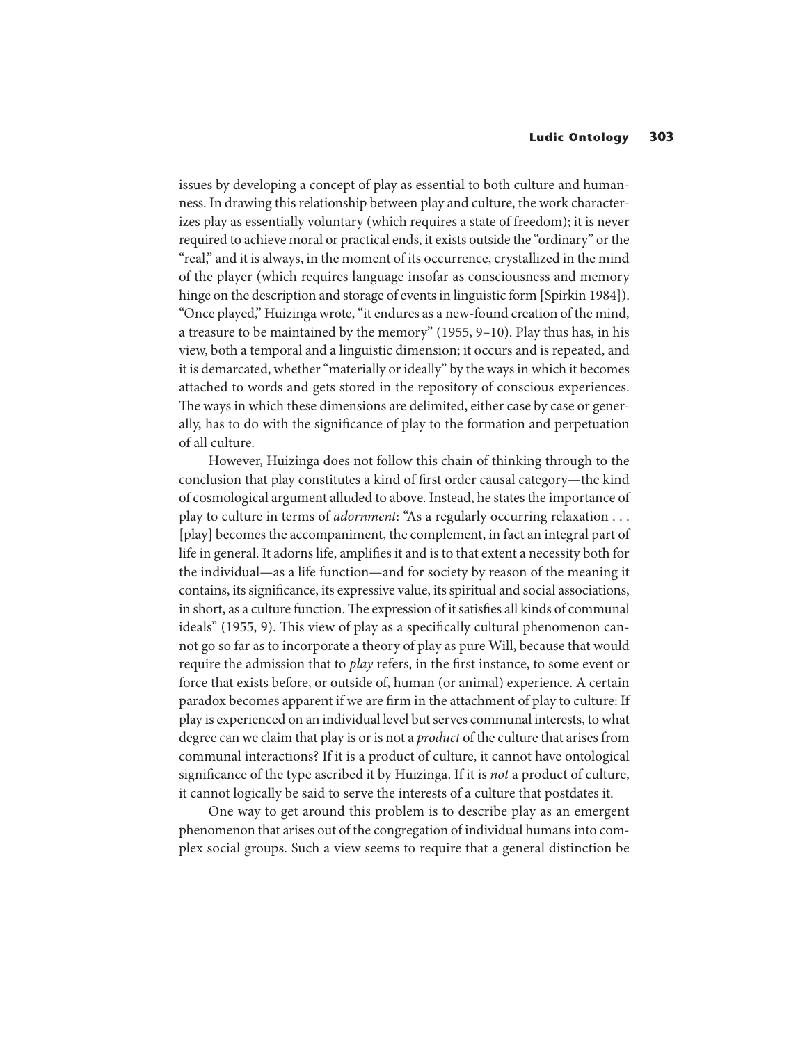issues by developing a concept of play as essential to both culture and humanness. In drawing this relationship between play and culture, the work characterizes play as essentially voluntary (which requires a state of freedom); it is never required to achieve moral or practical ends, it exists outside the "ordinary" or the "real," and it is always, in the moment of its occurrence, crystallized in the mind of the player (which requires language insofar as consciousness and memory hinge on the description and storage of events in linguistic form [Spirkin 1984]). "Once played," Huizinga wrote, "it endures as a new-found creation of the mind, a treasure to be maintained by the memory" (1955, 9–10). Play thus has, in his view, both a temporal and a linguistic dimension; it occurs and is repeated, and it is demarcated, whether "materially or ideally" by the ways in which it becomes attached to words and gets stored in the repository of conscious experiences. The ways in which these dimensions are delimited, either case by case or generally, has to do with the significance of play to the formation and perpetuation of all culture.

However, Huizinga does not follow this chain of thinking through to the conclusion that play constitutes a kind of first order causal category—the kind of cosmological argument alluded to above. Instead, he states the importance of play to culture in terms of *adornment*: "As a regularly occurring relaxation . . . [play] becomes the accompaniment, the complement, in fact an integral part of life in general. It adorns life, amplifies it and is to that extent a necessity both for the individual—as a life function—and for society by reason of the meaning it contains, its significance, its expressive value, its spiritual and social associations, in short, as a culture function. The expression of it satisfies all kinds of communal ideals" (1955, 9). This view of play as a specifically cultural phenomenon cannot go so far as to incorporate a theory of play as pure Will, because that would require the admission that to *play* refers, in the first instance, to some event or force that exists before, or outside of, human (or animal) experience. A certain paradox becomes apparent if we are firm in the attachment of play to culture: If play is experienced on an individual level but serves communal interests, to what degree can we claim that play is or is not a *product* of the culture that arises from communal interactions? If it is a product of culture, it cannot have ontological significance of the type ascribed it by Huizinga. If it is *not* a product of culture, it cannot logically be said to serve the interests of a culture that postdates it.

One way to get around this problem is to describe play as an emergent phenomenon that arises out of the congregation of individual humans into complex social groups. Such a view seems to require that a general distinction be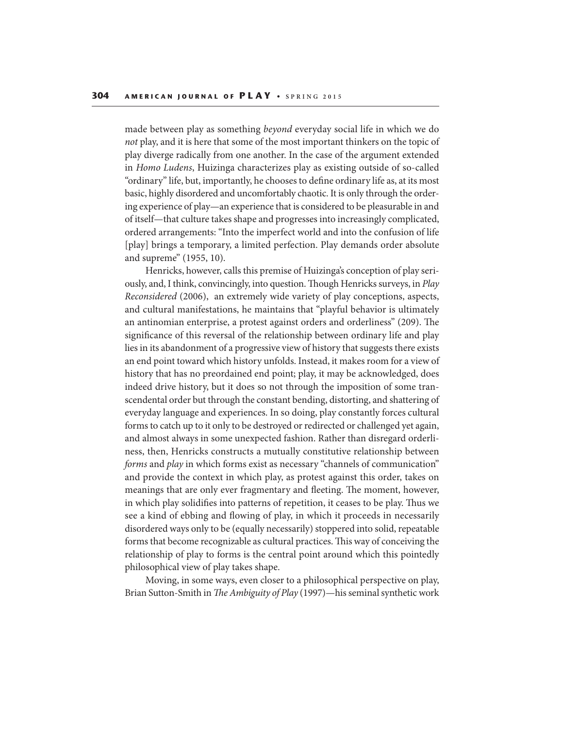made between play as something *beyond* everyday social life in which we do *not* play, and it is here that some of the most important thinkers on the topic of play diverge radically from one another. In the case of the argument extended in *Homo Ludens*, Huizinga characterizes play as existing outside of so-called "ordinary" life, but, importantly, he chooses to define ordinary life as, at its most basic, highly disordered and uncomfortably chaotic. It is only through the ordering experience of play—an experience that is considered to be pleasurable in and of itself—that culture takes shape and progresses into increasingly complicated, ordered arrangements: "Into the imperfect world and into the confusion of life [play] brings a temporary, a limited perfection. Play demands order absolute and supreme" (1955, 10).

Henricks, however, calls this premise of Huizinga's conception of play seriously, and, I think, convincingly, into question. Though Henricks surveys, in *Play Reconsidered* (2006), an extremely wide variety of play conceptions, aspects, and cultural manifestations, he maintains that "playful behavior is ultimately an antinomian enterprise, a protest against orders and orderliness" (209). The significance of this reversal of the relationship between ordinary life and play lies in its abandonment of a progressive view of history that suggests there exists an end point toward which history unfolds. Instead, it makes room for a view of history that has no preordained end point; play, it may be acknowledged, does indeed drive history, but it does so not through the imposition of some transcendental order but through the constant bending, distorting, and shattering of everyday language and experiences. In so doing, play constantly forces cultural forms to catch up to it only to be destroyed or redirected or challenged yet again, and almost always in some unexpected fashion. Rather than disregard orderliness, then, Henricks constructs a mutually constitutive relationship between *forms* and *play* in which forms exist as necessary "channels of communication" and provide the context in which play, as protest against this order, takes on meanings that are only ever fragmentary and fleeting. The moment, however, in which play solidifies into patterns of repetition, it ceases to be play. Thus we see a kind of ebbing and flowing of play, in which it proceeds in necessarily disordered ways only to be (equally necessarily) stoppered into solid, repeatable forms that become recognizable as cultural practices. This way of conceiving the relationship of play to forms is the central point around which this pointedly philosophical view of play takes shape.

Moving, in some ways, even closer to a philosophical perspective on play, Brian Sutton-Smith in *The Ambiguity of Play* (1997)—his seminal synthetic work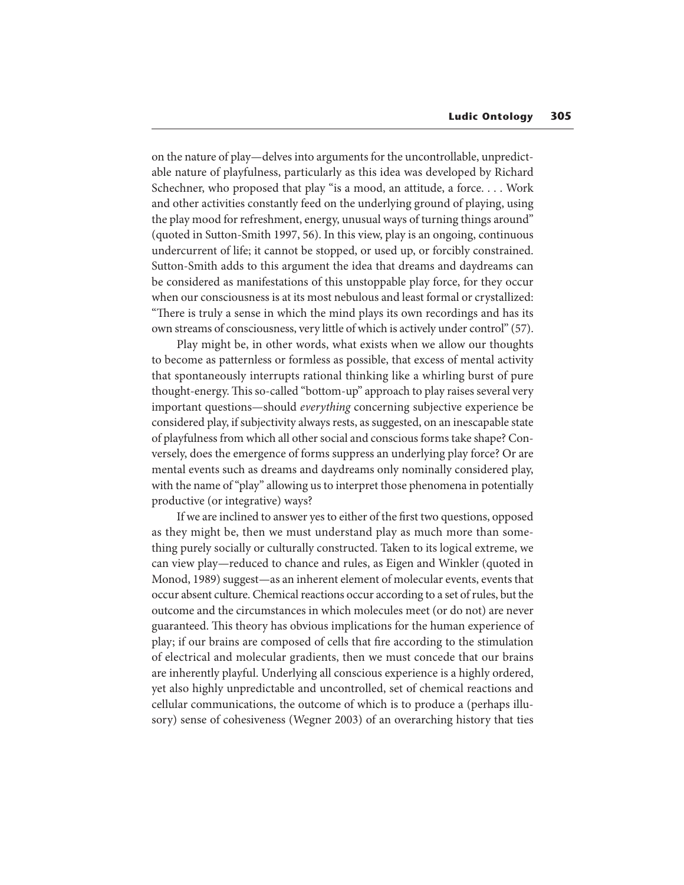on the nature of play—delves into arguments for the uncontrollable, unpredictable nature of playfulness, particularly as this idea was developed by Richard Schechner, who proposed that play "is a mood, an attitude, a force. . . . Work and other activities constantly feed on the underlying ground of playing, using the play mood for refreshment, energy, unusual ways of turning things around" (quoted in Sutton-Smith 1997, 56). In this view, play is an ongoing, continuous undercurrent of life; it cannot be stopped, or used up, or forcibly constrained. Sutton-Smith adds to this argument the idea that dreams and daydreams can be considered as manifestations of this unstoppable play force, for they occur when our consciousness is at its most nebulous and least formal or crystallized: "There is truly a sense in which the mind plays its own recordings and has its own streams of consciousness, very little of which is actively under control" (57).

Play might be, in other words, what exists when we allow our thoughts to become as patternless or formless as possible, that excess of mental activity that spontaneously interrupts rational thinking like a whirling burst of pure thought-energy. This so-called "bottom-up" approach to play raises several very important questions—should *everything* concerning subjective experience be considered play, if subjectivity always rests, as suggested, on an inescapable state of playfulness from which all other social and conscious forms take shape? Conversely, does the emergence of forms suppress an underlying play force? Or are mental events such as dreams and daydreams only nominally considered play, with the name of "play" allowing us to interpret those phenomena in potentially productive (or integrative) ways?

If we are inclined to answer yes to either of the first two questions, opposed as they might be, then we must understand play as much more than something purely socially or culturally constructed. Taken to its logical extreme, we can view play—reduced to chance and rules, as Eigen and Winkler (quoted in Monod, 1989) suggest—as an inherent element of molecular events, events that occur absent culture. Chemical reactions occur according to a set of rules, but the outcome and the circumstances in which molecules meet (or do not) are never guaranteed. This theory has obvious implications for the human experience of play; if our brains are composed of cells that fire according to the stimulation of electrical and molecular gradients, then we must concede that our brains are inherently playful. Underlying all conscious experience is a highly ordered, yet also highly unpredictable and uncontrolled, set of chemical reactions and cellular communications, the outcome of which is to produce a (perhaps illusory) sense of cohesiveness (Wegner 2003) of an overarching history that ties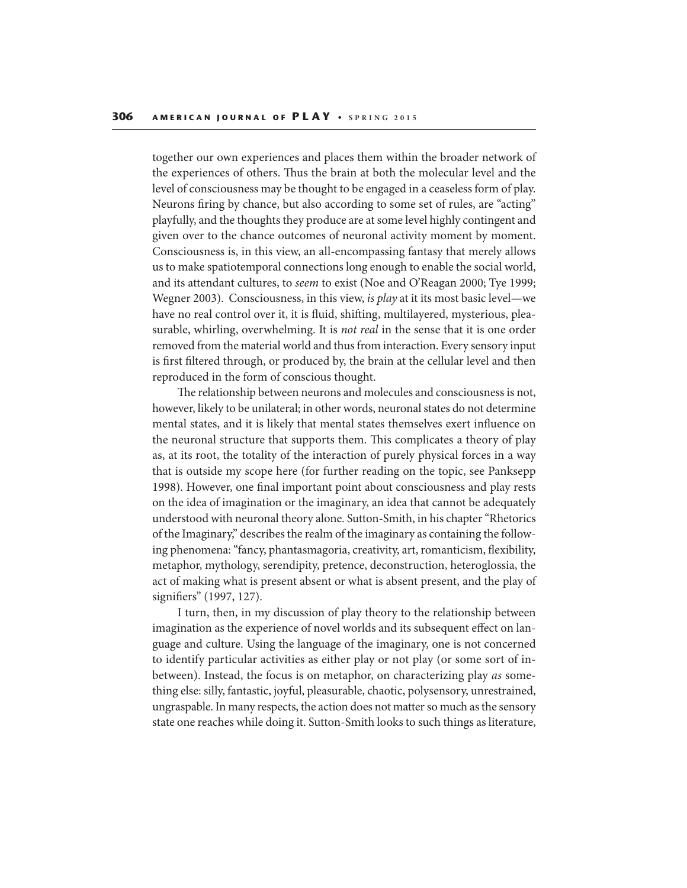together our own experiences and places them within the broader network of the experiences of others. Thus the brain at both the molecular level and the level of consciousness may be thought to be engaged in a ceaseless form of play. Neurons firing by chance, but also according to some set of rules, are "acting" playfully, and the thoughts they produce are at some level highly contingent and given over to the chance outcomes of neuronal activity moment by moment. Consciousness is, in this view, an all-encompassing fantasy that merely allows us to make spatiotemporal connections long enough to enable the social world, and its attendant cultures, to *seem* to exist (Noe and O'Reagan 2000; Tye 1999; Wegner 2003). Consciousness, in this view, *is play* at it its most basic level—we have no real control over it, it is fluid, shifting, multilayered, mysterious, pleasurable, whirling, overwhelming. It is *not real* in the sense that it is one order removed from the material world and thus from interaction. Every sensory input is first filtered through, or produced by, the brain at the cellular level and then reproduced in the form of conscious thought.

The relationship between neurons and molecules and consciousness is not, however, likely to be unilateral; in other words, neuronal states do not determine mental states, and it is likely that mental states themselves exert influence on the neuronal structure that supports them. This complicates a theory of play as, at its root, the totality of the interaction of purely physical forces in a way that is outside my scope here (for further reading on the topic, see Panksepp 1998). However, one final important point about consciousness and play rests on the idea of imagination or the imaginary, an idea that cannot be adequately understood with neuronal theory alone. Sutton-Smith, in his chapter "Rhetorics of the Imaginary," describes the realm of the imaginary as containing the following phenomena: "fancy, phantasmagoria, creativity, art, romanticism, flexibility, metaphor, mythology, serendipity, pretence, deconstruction, heteroglossia, the act of making what is present absent or what is absent present, and the play of signifiers" (1997, 127).

I turn, then, in my discussion of play theory to the relationship between imagination as the experience of novel worlds and its subsequent effect on language and culture. Using the language of the imaginary, one is not concerned to identify particular activities as either play or not play (or some sort of in-between). Instead, the focus is on metaphor, on characterizing play *as* something else: silly, fantastic, joyful, pleasurable, chaotic, polysensory, unrestrained, ungraspable. In many respects, the action does not matter so much as the sensory state one reaches while doing it. Sutton-Smith looks to such things as literature,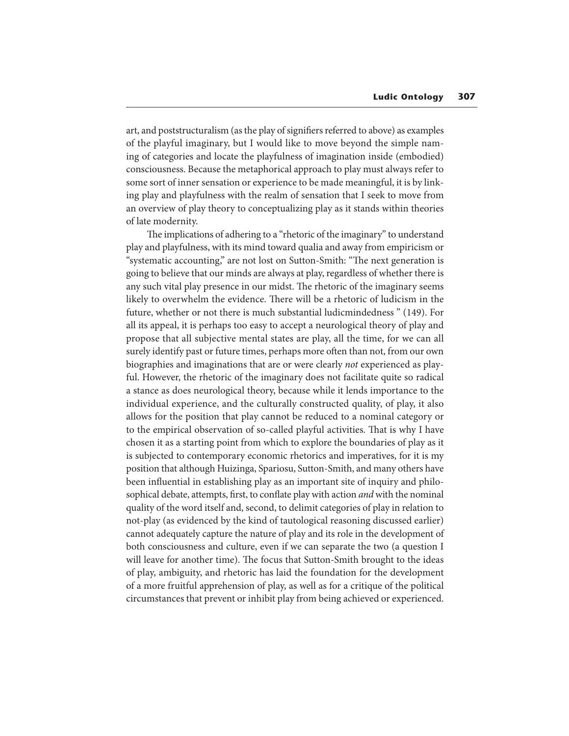art, and poststructuralism (as the play of signifiers referred to above) as examples of the playful imaginary, but I would like to move beyond the simple naming of categories and locate the playfulness of imagination inside (embodied) consciousness. Because the metaphorical approach to play must always refer to some sort of inner sensation or experience to be made meaningful, it is by linking play and playfulness with the realm of sensation that I seek to move from an overview of play theory to conceptualizing play as it stands within theories of late modernity.

The implications of adhering to a "rhetoric of the imaginary" to understand play and playfulness, with its mind toward qualia and away from empiricism or "systematic accounting," are not lost on Sutton-Smith: "The next generation is going to believe that our minds are always at play, regardless of whether there is any such vital play presence in our midst. The rhetoric of the imaginary seems likely to overwhelm the evidence. There will be a rhetoric of ludicism in the future, whether or not there is much substantial ludicmindedness " (149). For all its appeal, it is perhaps too easy to accept a neurological theory of play and propose that all subjective mental states are play, all the time, for we can all surely identify past or future times, perhaps more often than not, from our own biographies and imaginations that are or were clearly *not* experienced as playful. However, the rhetoric of the imaginary does not facilitate quite so radical a stance as does neurological theory, because while it lends importance to the individual experience, and the culturally constructed quality, of play, it also allows for the position that play cannot be reduced to a nominal category or to the empirical observation of so-called playful activities. That is why I have chosen it as a starting point from which to explore the boundaries of play as it is subjected to contemporary economic rhetorics and imperatives, for it is my position that although Huizinga, Spariosu, Sutton-Smith, and many others have been influential in establishing play as an important site of inquiry and philosophical debate, attempts, first, to conflate play with action *and* with the nominal quality of the word itself and, second, to delimit categories of play in relation to not-play (as evidenced by the kind of tautological reasoning discussed earlier) cannot adequately capture the nature of play and its role in the development of both consciousness and culture, even if we can separate the two (a question I will leave for another time). The focus that Sutton-Smith brought to the ideas of play, ambiguity, and rhetoric has laid the foundation for the development of a more fruitful apprehension of play, as well as for a critique of the political circumstances that prevent or inhibit play from being achieved or experienced.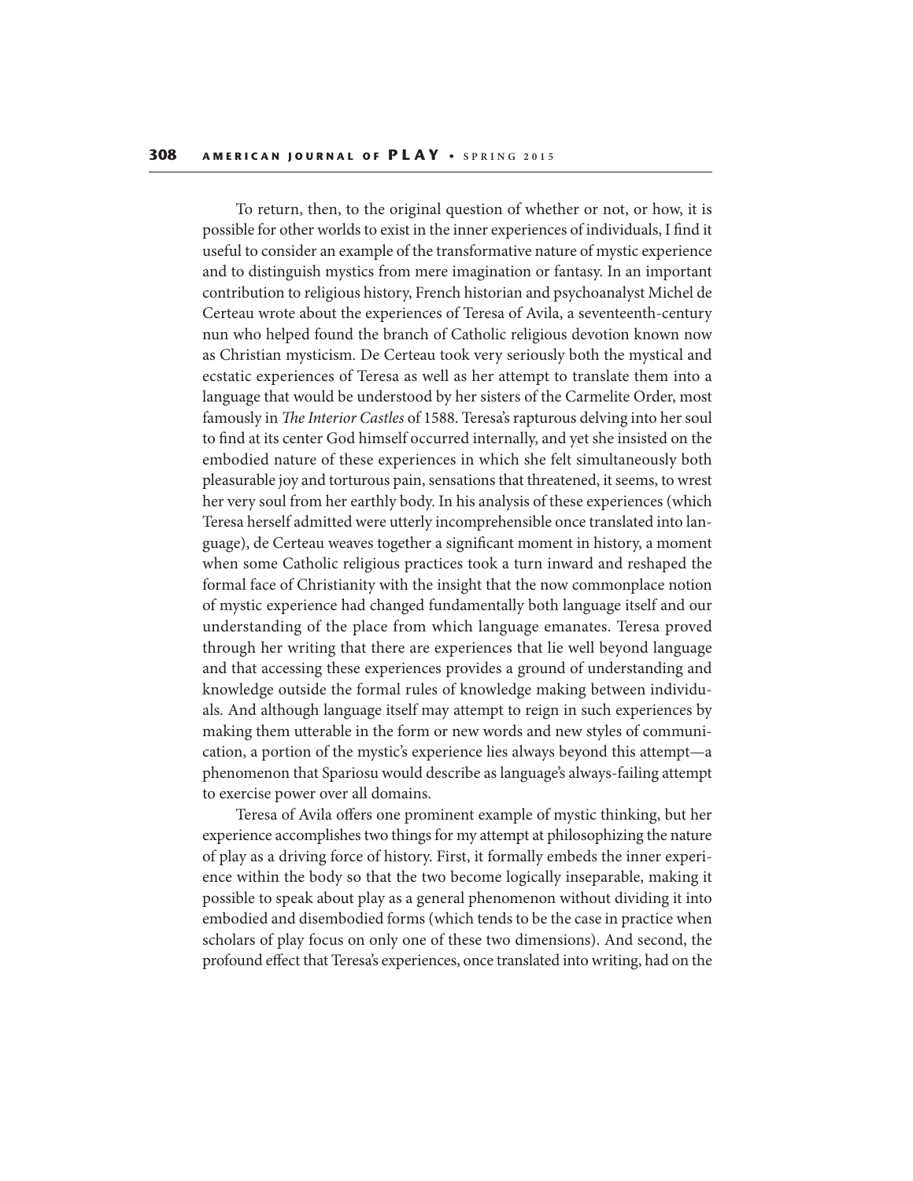To return, then, to the original question of whether or not, or how, it is possible for other worlds to exist in the inner experiences of individuals, I find it useful to consider an example of the transformative nature of mystic experience and to distinguish mystics from mere imagination or fantasy. In an important contribution to religious history, French historian and psychoanalyst Michel de Certeau wrote about the experiences of Teresa of Avila, a seventeenth-century nun who helped found the branch of Catholic religious devotion known now as Christian mysticism. De Certeau took very seriously both the mystical and ecstatic experiences of Teresa as well as her attempt to translate them into a language that would be understood by her sisters of the Carmelite Order, most famously in *The Interior Castles* of 1588. Teresa's rapturous delving into her soul to find at its center God himself occurred internally, and yet she insisted on the embodied nature of these experiences in which she felt simultaneously both pleasurable joy and torturous pain, sensations that threatened, it seems, to wrest her very soul from her earthly body. In his analysis of these experiences (which Teresa herself admitted were utterly incomprehensible once translated into language), de Certeau weaves together a significant moment in history, a moment when some Catholic religious practices took a turn inward and reshaped the formal face of Christianity with the insight that the now commonplace notion of mystic experience had changed fundamentally both language itself and our understanding of the place from which language emanates. Teresa proved through her writing that there are experiences that lie well beyond language and that accessing these experiences provides a ground of understanding and knowledge outside the formal rules of knowledge making between individuals. And although language itself may attempt to reign in such experiences by making them utterable in the form or new words and new styles of communication, a portion of the mystic's experience lies always beyond this attempt—a phenomenon that Spariosu would describe as language's always-failing attempt to exercise power over all domains.

Teresa of Avila offers one prominent example of mystic thinking, but her experience accomplishes two things for my attempt at philosophizing the nature of play as a driving force of history. First, it formally embeds the inner experience within the body so that the two become logically inseparable, making it possible to speak about play as a general phenomenon without dividing it into embodied and disembodied forms (which tends to be the case in practice when scholars of play focus on only one of these two dimensions). And second, the profound effect that Teresa's experiences, once translated into writing, had on the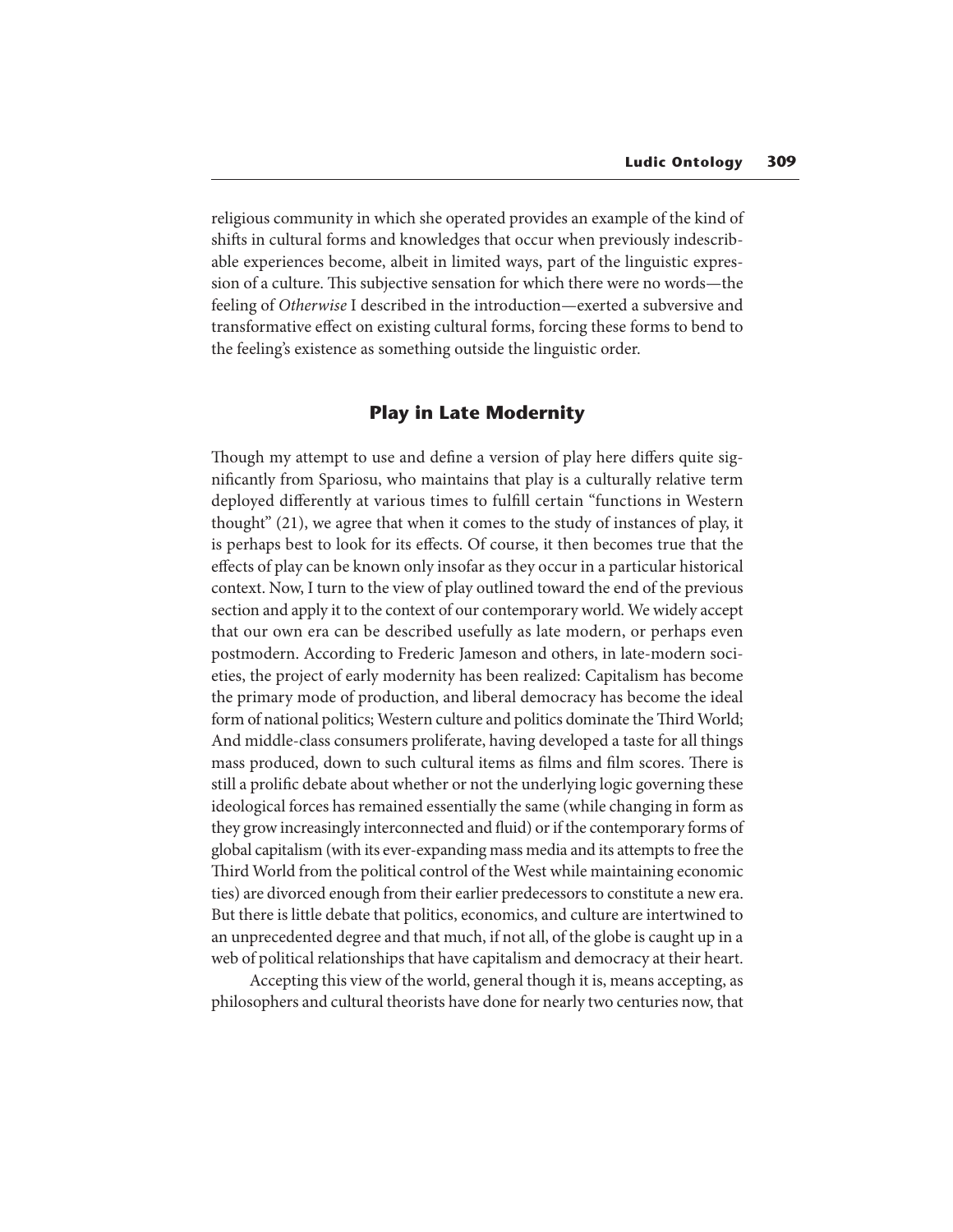religious community in which she operated provides an example of the kind of shifts in cultural forms and knowledges that occur when previously indescribable experiences become, albeit in limited ways, part of the linguistic expression of a culture. This subjective sensation for which there were no words—the feeling of *Otherwise* I described in the introduction—exerted a subversive and transformative effect on existing cultural forms, forcing these forms to bend to the feeling's existence as something outside the linguistic order.

## Play in Late Modernity

Though my attempt to use and define a version of play here differs quite significantly from Spariosu, who maintains that play is a culturally relative term deployed differently at various times to fulfill certain "functions in Western thought" (21), we agree that when it comes to the study of instances of play, it is perhaps best to look for its effects. Of course, it then becomes true that the effects of play can be known only insofar as they occur in a particular historical context. Now, I turn to the view of play outlined toward the end of the previous section and apply it to the context of our contemporary world. We widely accept that our own era can be described usefully as late modern, or perhaps even postmodern. According to Frederic Jameson and others, in late-modern societies, the project of early modernity has been realized: Capitalism has become the primary mode of production, and liberal democracy has become the ideal form of national politics; Western culture and politics dominate the Third World; And middle-class consumers proliferate, having developed a taste for all things mass produced, down to such cultural items as films and film scores. There is still a prolific debate about whether or not the underlying logic governing these ideological forces has remained essentially the same (while changing in form as they grow increasingly interconnected and fluid) or if the contemporary forms of global capitalism (with its ever-expanding mass media and its attempts to free the Third World from the political control of the West while maintaining economic ties) are divorced enough from their earlier predecessors to constitute a new era. But there is little debate that politics, economics, and culture are intertwined to an unprecedented degree and that much, if not all, of the globe is caught up in a web of political relationships that have capitalism and democracy at their heart.

Accepting this view of the world, general though it is, means accepting, as philosophers and cultural theorists have done for nearly two centuries now, that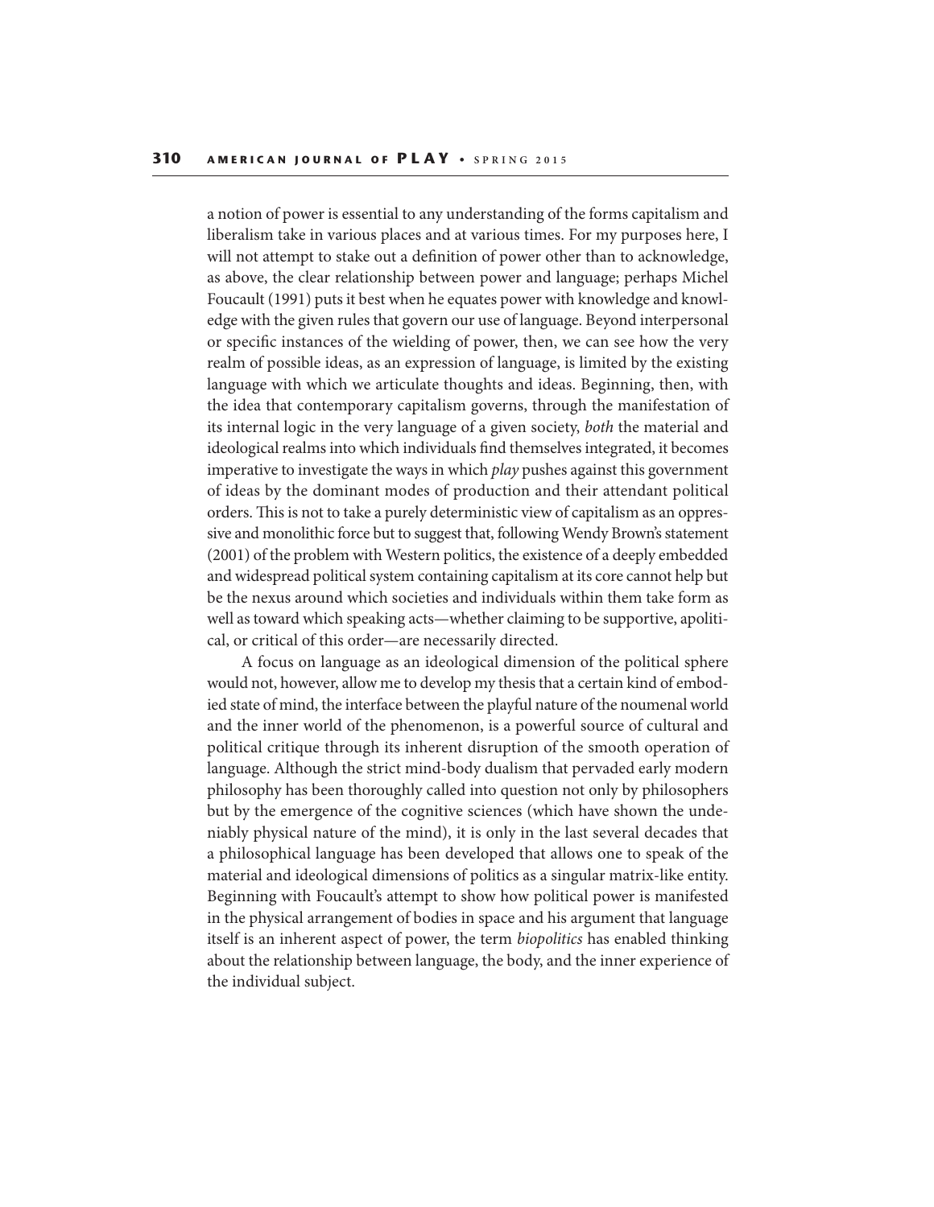a notion of power is essential to any understanding of the forms capitalism and liberalism take in various places and at various times. For my purposes here, I will not attempt to stake out a definition of power other than to acknowledge, as above, the clear relationship between power and language; perhaps Michel Foucault (1991) puts it best when he equates power with knowledge and knowledge with the given rules that govern our use of language. Beyond interpersonal or specific instances of the wielding of power, then, we can see how the very realm of possible ideas, as an expression of language, is limited by the existing language with which we articulate thoughts and ideas. Beginning, then, with the idea that contemporary capitalism governs, through the manifestation of its internal logic in the very language of a given society, *both* the material and ideological realms into which individuals find themselves integrated, it becomes imperative to investigate the ways in which *play* pushes against this government of ideas by the dominant modes of production and their attendant political orders. This is not to take a purely deterministic view of capitalism as an oppressive and monolithic force but to suggest that, following Wendy Brown's statement (2001) of the problem with Western politics, the existence of a deeply embedded and widespread political system containing capitalism at its core cannot help but be the nexus around which societies and individuals within them take form as well as toward which speaking acts—whether claiming to be supportive, apolitical, or critical of this order—are necessarily directed.

A focus on language as an ideological dimension of the political sphere would not, however, allow me to develop my thesis that a certain kind of embodied state of mind, the interface between the playful nature of the noumenal world and the inner world of the phenomenon, is a powerful source of cultural and political critique through its inherent disruption of the smooth operation of language. Although the strict mind-body dualism that pervaded early modern philosophy has been thoroughly called into question not only by philosophers but by the emergence of the cognitive sciences (which have shown the undeniably physical nature of the mind), it is only in the last several decades that a philosophical language has been developed that allows one to speak of the material and ideological dimensions of politics as a singular matrix-like entity. Beginning with Foucault's attempt to show how political power is manifested in the physical arrangement of bodies in space and his argument that language itself is an inherent aspect of power, the term *biopolitics* has enabled thinking about the relationship between language, the body, and the inner experience of the individual subject.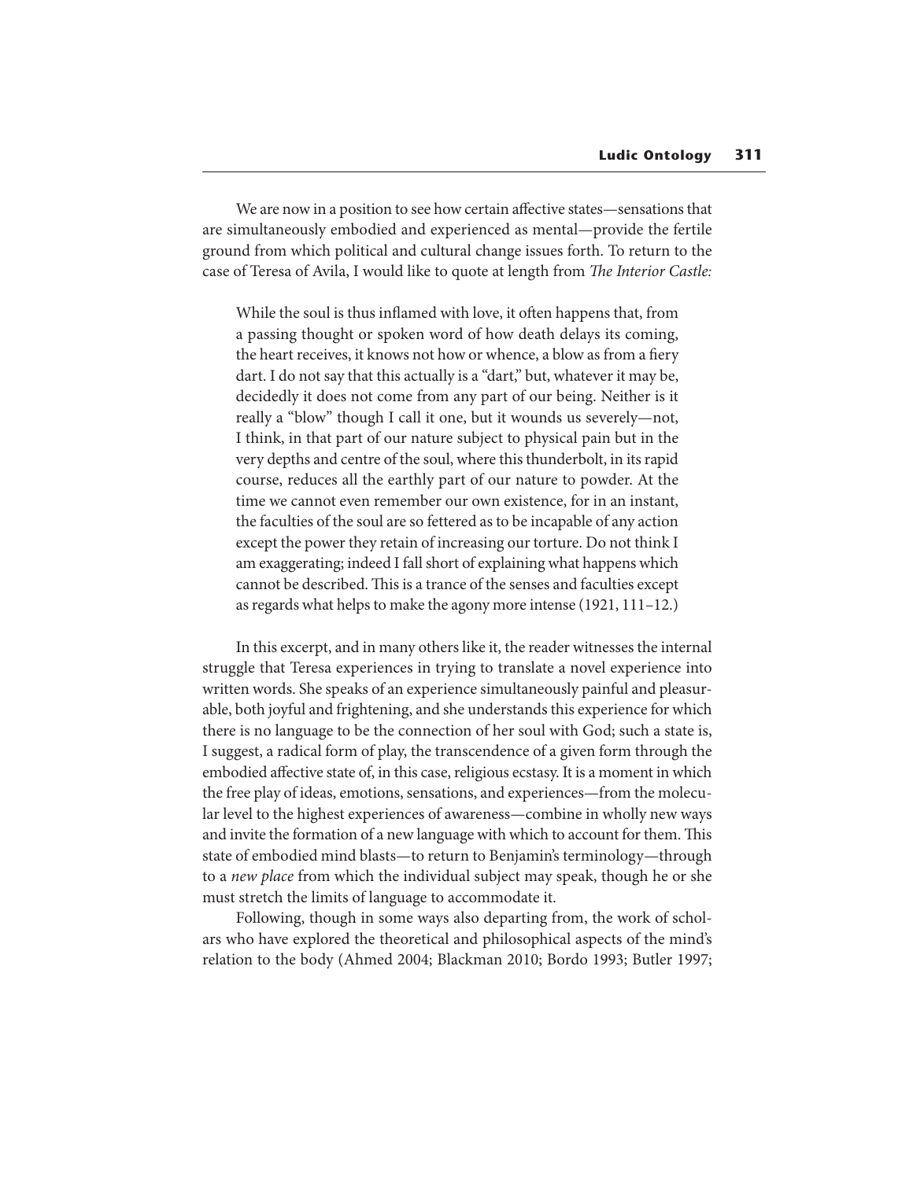We are now in a position to see how certain affective states—sensations that are simultaneously embodied and experienced as mental—provide the fertile ground from which political and cultural change issues forth. To return to the case of Teresa of Avila, I would like to quote at length from *The Interior Castle:*

> While the soul is thus inflamed with love, it often happens that, from a passing thought or spoken word of how death delays its coming, the heart receives, it knows not how or whence, a blow as from a fiery dart. I do not say that this actually is a "dart," but, whatever it may be, decidedly it does not come from any part of our being. Neither is it really a "blow" though I call it one, but it wounds us severely—not, I think, in that part of our nature subject to physical pain but in the very depths and centre of the soul, where this thunderbolt, in its rapid course, reduces all the earthly part of our nature to powder. At the time we cannot even remember our own existence, for in an instant, the faculties of the soul are so fettered as to be incapable of any action except the power they retain of increasing our torture. Do not think I am exaggerating; indeed I fall short of explaining what happens which cannot be described. This is a trance of the senses and faculties except as regards what helps to make the agony more intense (1921, 111–12.)

In this excerpt, and in many others like it, the reader witnesses the internal struggle that Teresa experiences in trying to translate a novel experience into written words. She speaks of an experience simultaneously painful and pleasurable, both joyful and frightening, and she understands this experience for which there is no language to be the connection of her soul with God; such a state is, I suggest, a radical form of play, the transcendence of a given form through the embodied affective state of, in this case, religious ecstasy. It is a moment in which the free play of ideas, emotions, sensations, and experiences—from the molecular level to the highest experiences of awareness—combine in wholly new ways and invite the formation of a new language with which to account for them. This state of embodied mind blasts—to return to Benjamin's terminology—through to a *new place* from which the individual subject may speak, though he or she must stretch the limits of language to accommodate it.

Following, though in some ways also departing from, the work of scholars who have explored the theoretical and philosophical aspects of the mind's relation to the body (Ahmed 2004; Blackman 2010; Bordo 1993; Butler 1997;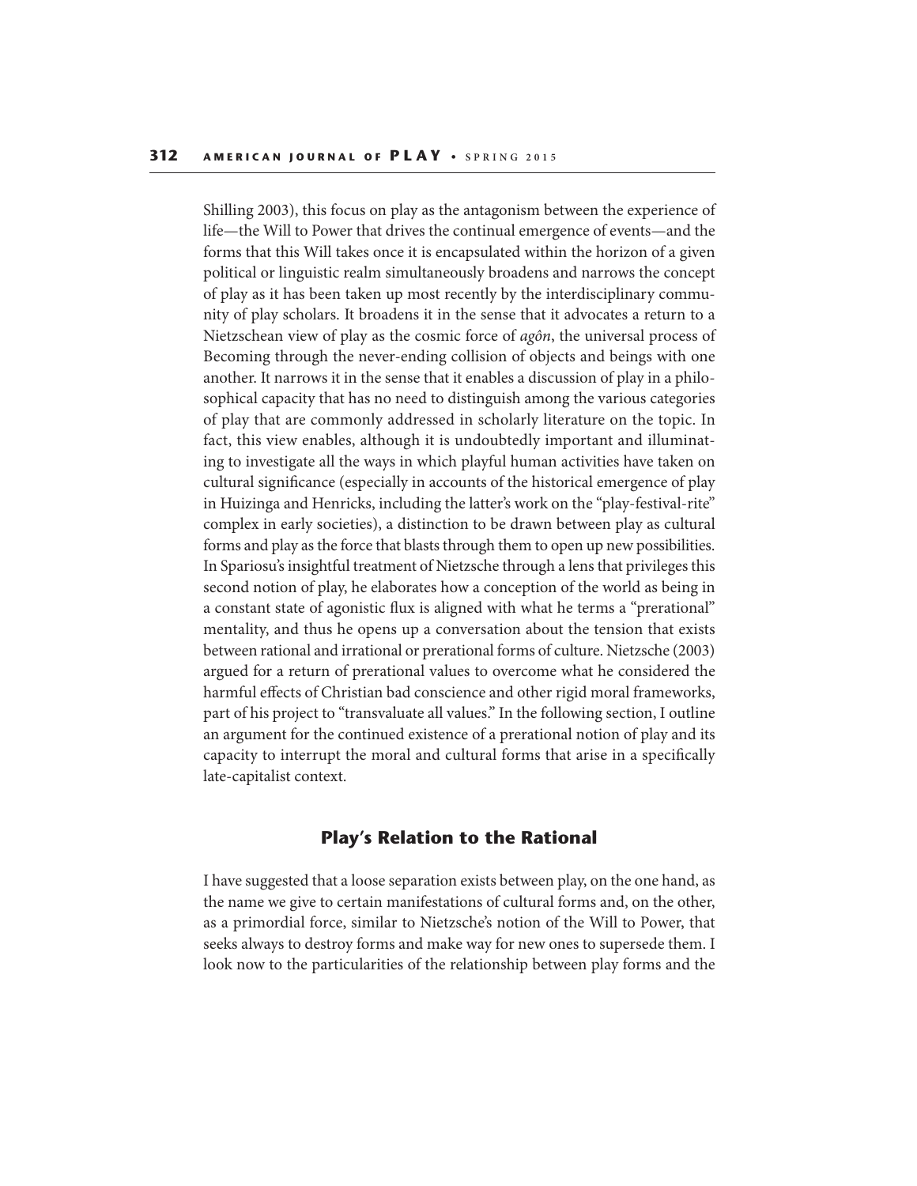Shilling 2003), this focus on play as the antagonism between the experience of life—the Will to Power that drives the continual emergence of events—and the forms that this Will takes once it is encapsulated within the horizon of a given political or linguistic realm simultaneously broadens and narrows the concept of play as it has been taken up most recently by the interdisciplinary community of play scholars. It broadens it in the sense that it advocates a return to a Nietzschean view of play as the cosmic force of *agôn*, the universal process of Becoming through the never-ending collision of objects and beings with one another. It narrows it in the sense that it enables a discussion of play in a philosophical capacity that has no need to distinguish among the various categories of play that are commonly addressed in scholarly literature on the topic. In fact, this view enables, although it is undoubtedly important and illuminating to investigate all the ways in which playful human activities have taken on cultural significance (especially in accounts of the historical emergence of play in Huizinga and Henricks, including the latter's work on the "play-festival-rite" complex in early societies), a distinction to be drawn between play as cultural forms and play as the force that blasts through them to open up new possibilities. In Spariosu's insightful treatment of Nietzsche through a lens that privileges this second notion of play, he elaborates how a conception of the world as being in a constant state of agonistic flux is aligned with what he terms a "prerational" mentality, and thus he opens up a conversation about the tension that exists between rational and irrational or prerational forms of culture. Nietzsche (2003) argued for a return of prerational values to overcome what he considered the harmful effects of Christian bad conscience and other rigid moral frameworks, part of his project to "transvaluate all values." In the following section, I outline an argument for the continued existence of a prerational notion of play and its capacity to interrupt the moral and cultural forms that arise in a specifically late-capitalist context.

## Play's Relation to the Rational

I have suggested that a loose separation exists between play, on the one hand, as the name we give to certain manifestations of cultural forms and, on the other, as a primordial force, similar to Nietzsche's notion of the Will to Power, that seeks always to destroy forms and make way for new ones to supersede them. I look now to the particularities of the relationship between play forms and the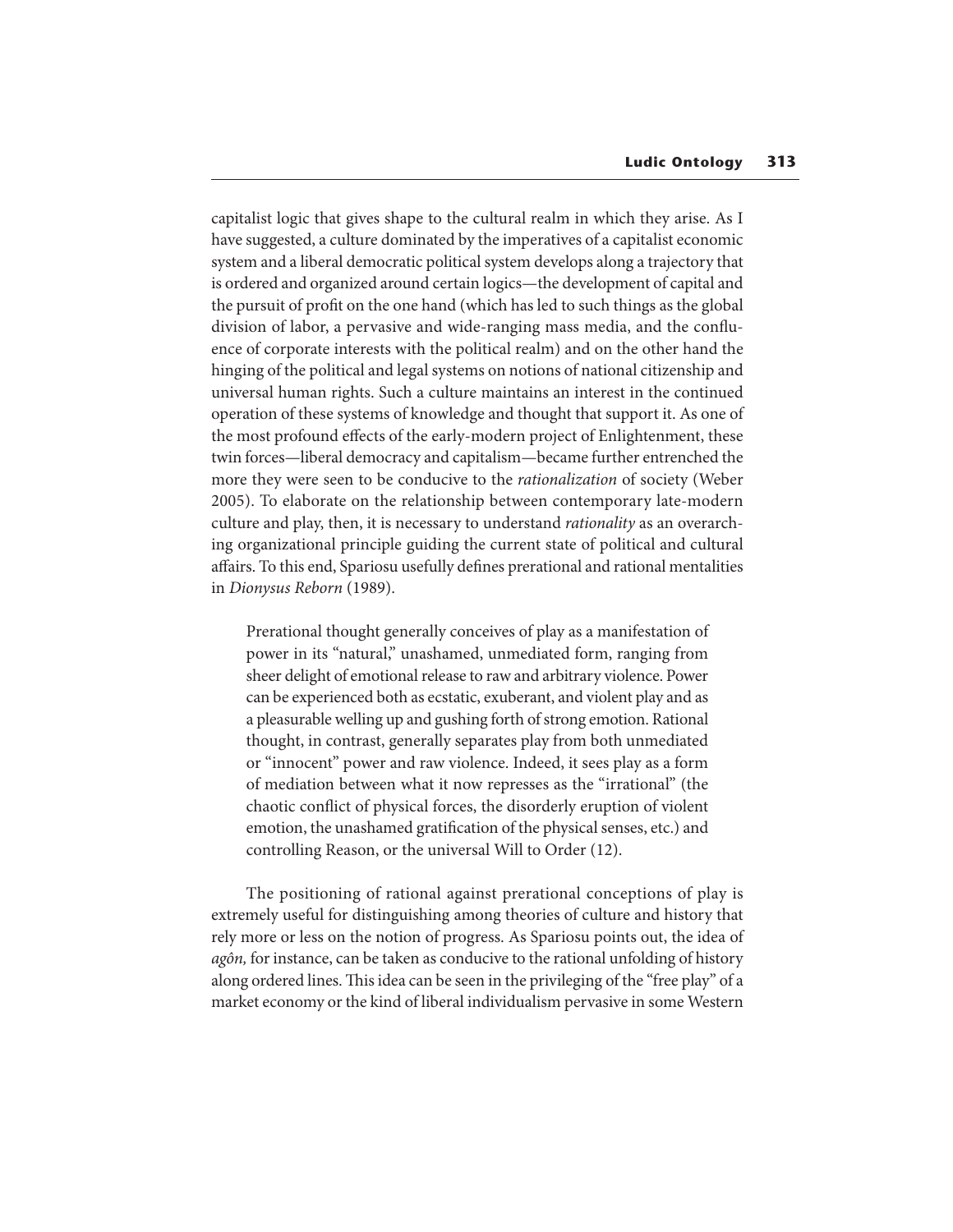capitalist logic that gives shape to the cultural realm in which they arise. As I have suggested, a culture dominated by the imperatives of a capitalist economic system and a liberal democratic political system develops along a trajectory that is ordered and organized around certain logics—the development of capital and the pursuit of profit on the one hand (which has led to such things as the global division of labor, a pervasive and wide-ranging mass media, and the confluence of corporate interests with the political realm) and on the other hand the hinging of the political and legal systems on notions of national citizenship and universal human rights. Such a culture maintains an interest in the continued operation of these systems of knowledge and thought that support it. As one of the most profound effects of the early-modern project of Enlightenment, these twin forces—liberal democracy and capitalism—became further entrenched the more they were seen to be conducive to the *rationalization* of society (Weber 2005). To elaborate on the relationship between contemporary late-modern culture and play, then, it is necessary to understand *rationality* as an overarching organizational principle guiding the current state of political and cultural affairs. To this end, Spariosu usefully defines prerational and rational mentalities in *Dionysus Reborn* (1989).

> Prerational thought generally conceives of play as a manifestation of power in its "natural," unashamed, unmediated form, ranging from sheer delight of emotional release to raw and arbitrary violence. Power can be experienced both as ecstatic, exuberant, and violent play and as a pleasurable welling up and gushing forth of strong emotion. Rational thought, in contrast, generally separates play from both unmediated or "innocent" power and raw violence. Indeed, it sees play as a form of mediation between what it now represses as the "irrational" (the chaotic conflict of physical forces, the disorderly eruption of violent emotion, the unashamed gratification of the physical senses, etc.) and controlling Reason, or the universal Will to Order (12).

The positioning of rational against prerational conceptions of play is extremely useful for distinguishing among theories of culture and history that rely more or less on the notion of progress. As Spariosu points out, the idea of *agôn,* for instance, can be taken as conducive to the rational unfolding of history along ordered lines. This idea can be seen in the privileging of the "free play" of a market economy or the kind of liberal individualism pervasive in some Western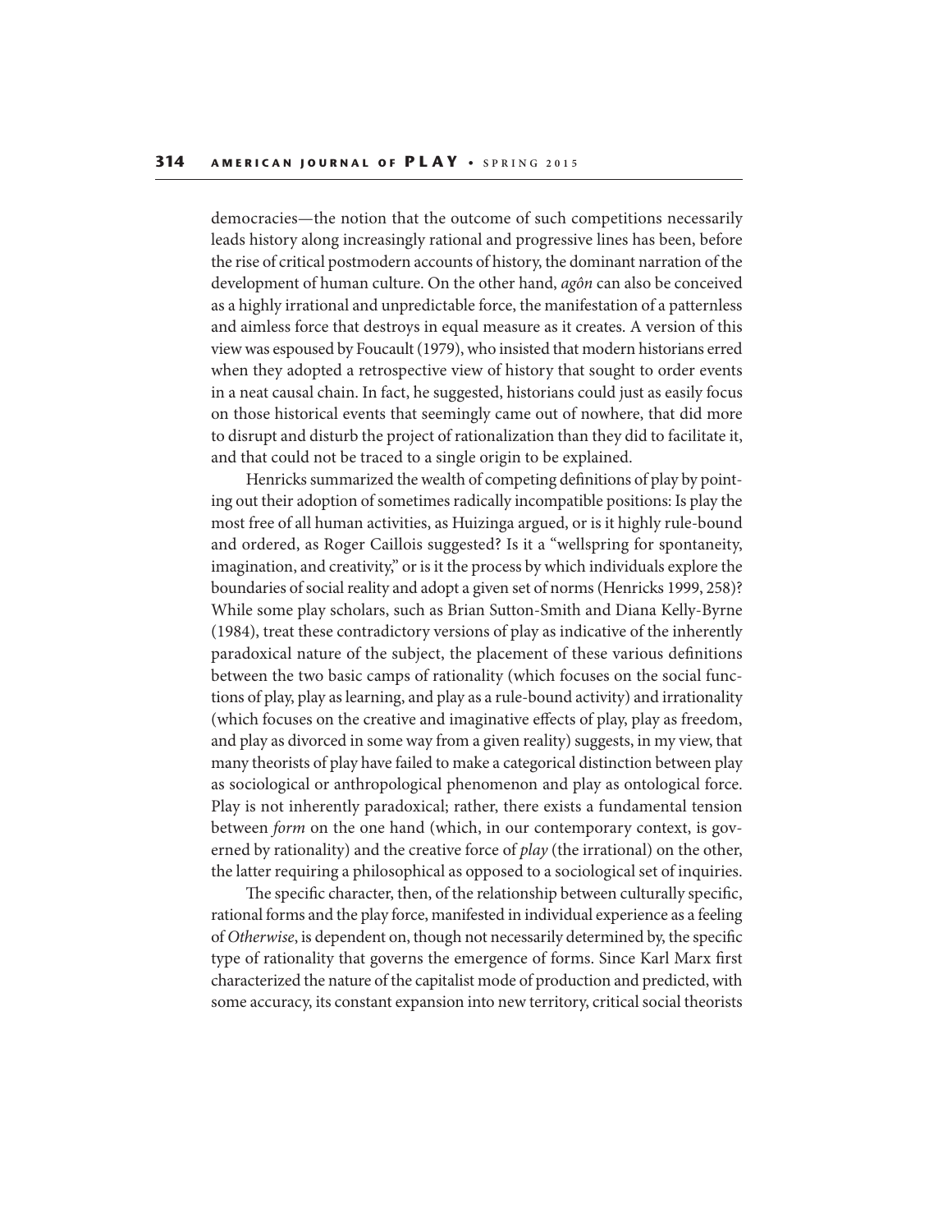democracies—the notion that the outcome of such competitions necessarily leads history along increasingly rational and progressive lines has been, before the rise of critical postmodern accounts of history, the dominant narration of the development of human culture. On the other hand, *agôn* can also be conceived as a highly irrational and unpredictable force, the manifestation of a patternless and aimless force that destroys in equal measure as it creates. A version of this view was espoused by Foucault (1979), who insisted that modern historians erred when they adopted a retrospective view of history that sought to order events in a neat causal chain. In fact, he suggested, historians could just as easily focus on those historical events that seemingly came out of nowhere, that did more to disrupt and disturb the project of rationalization than they did to facilitate it, and that could not be traced to a single origin to be explained.

Henricks summarized the wealth of competing definitions of play by pointing out their adoption of sometimes radically incompatible positions: Is play the most free of all human activities, as Huizinga argued, or is it highly rule-bound and ordered, as Roger Caillois suggested? Is it a "wellspring for spontaneity, imagination, and creativity," or is it the process by which individuals explore the boundaries of social reality and adopt a given set of norms (Henricks 1999, 258)? While some play scholars, such as Brian Sutton-Smith and Diana Kelly-Byrne (1984), treat these contradictory versions of play as indicative of the inherently paradoxical nature of the subject, the placement of these various definitions between the two basic camps of rationality (which focuses on the social functions of play, play as learning, and play as a rule-bound activity) and irrationality (which focuses on the creative and imaginative effects of play, play as freedom, and play as divorced in some way from a given reality) suggests, in my view, that many theorists of play have failed to make a categorical distinction between play as sociological or anthropological phenomenon and play as ontological force. Play is not inherently paradoxical; rather, there exists a fundamental tension between *form* on the one hand (which, in our contemporary context, is governed by rationality) and the creative force of *play* (the irrational) on the other, the latter requiring a philosophical as opposed to a sociological set of inquiries.

The specific character, then, of the relationship between culturally specific, rational forms and the play force, manifested in individual experience as a feeling of *Otherwise*, is dependent on, though not necessarily determined by, the specific type of rationality that governs the emergence of forms. Since Karl Marx first characterized the nature of the capitalist mode of production and predicted, with some accuracy, its constant expansion into new territory, critical social theorists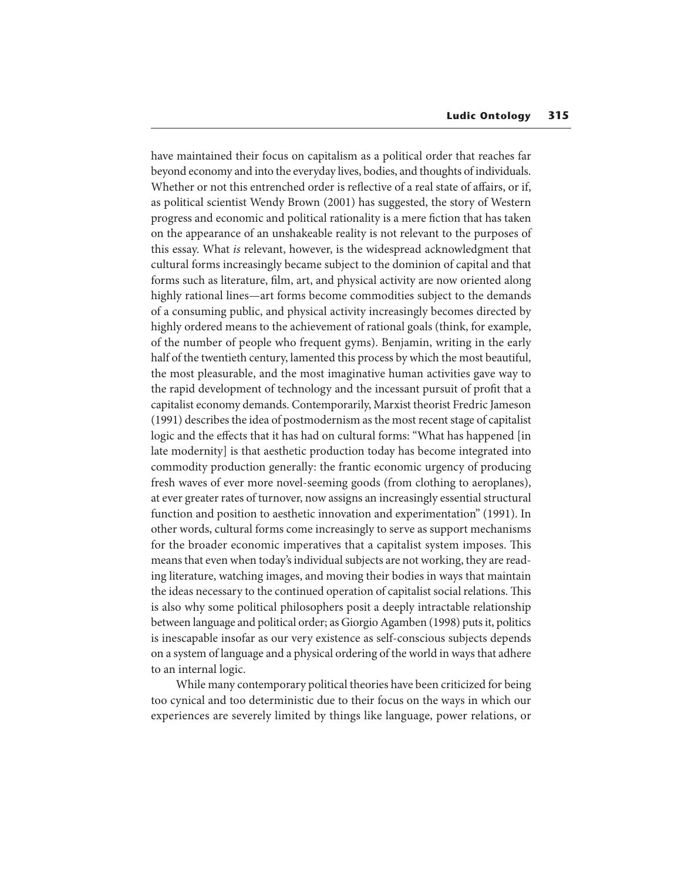have maintained their focus on capitalism as a political order that reaches far beyond economy and into the everyday lives, bodies, and thoughts of individuals. Whether or not this entrenched order is reflective of a real state of affairs, or if, as political scientist Wendy Brown (2001) has suggested, the story of Western progress and economic and political rationality is a mere fiction that has taken on the appearance of an unshakeable reality is not relevant to the purposes of this essay. What *is* relevant, however, is the widespread acknowledgment that cultural forms increasingly became subject to the dominion of capital and that forms such as literature, film, art, and physical activity are now oriented along highly rational lines—art forms become commodities subject to the demands of a consuming public, and physical activity increasingly becomes directed by highly ordered means to the achievement of rational goals (think, for example, of the number of people who frequent gyms). Benjamin, writing in the early half of the twentieth century, lamented this process by which the most beautiful, the most pleasurable, and the most imaginative human activities gave way to the rapid development of technology and the incessant pursuit of profit that a capitalist economy demands. Contemporarily, Marxist theorist Fredric Jameson (1991) describes the idea of postmodernism as the most recent stage of capitalist logic and the effects that it has had on cultural forms: "What has happened [in late modernity] is that aesthetic production today has become integrated into commodity production generally: the frantic economic urgency of producing fresh waves of ever more novel-seeming goods (from clothing to aeroplanes), at ever greater rates of turnover, now assigns an increasingly essential structural function and position to aesthetic innovation and experimentation" (1991). In other words, cultural forms come increasingly to serve as support mechanisms for the broader economic imperatives that a capitalist system imposes. This means that even when today's individual subjects are not working, they are reading literature, watching images, and moving their bodies in ways that maintain the ideas necessary to the continued operation of capitalist social relations. This is also why some political philosophers posit a deeply intractable relationship between language and political order; as Giorgio Agamben (1998) puts it, politics is inescapable insofar as our very existence as self-conscious subjects depends on a system of language and a physical ordering of the world in ways that adhere to an internal logic.

While many contemporary political theories have been criticized for being too cynical and too deterministic due to their focus on the ways in which our experiences are severely limited by things like language, power relations, or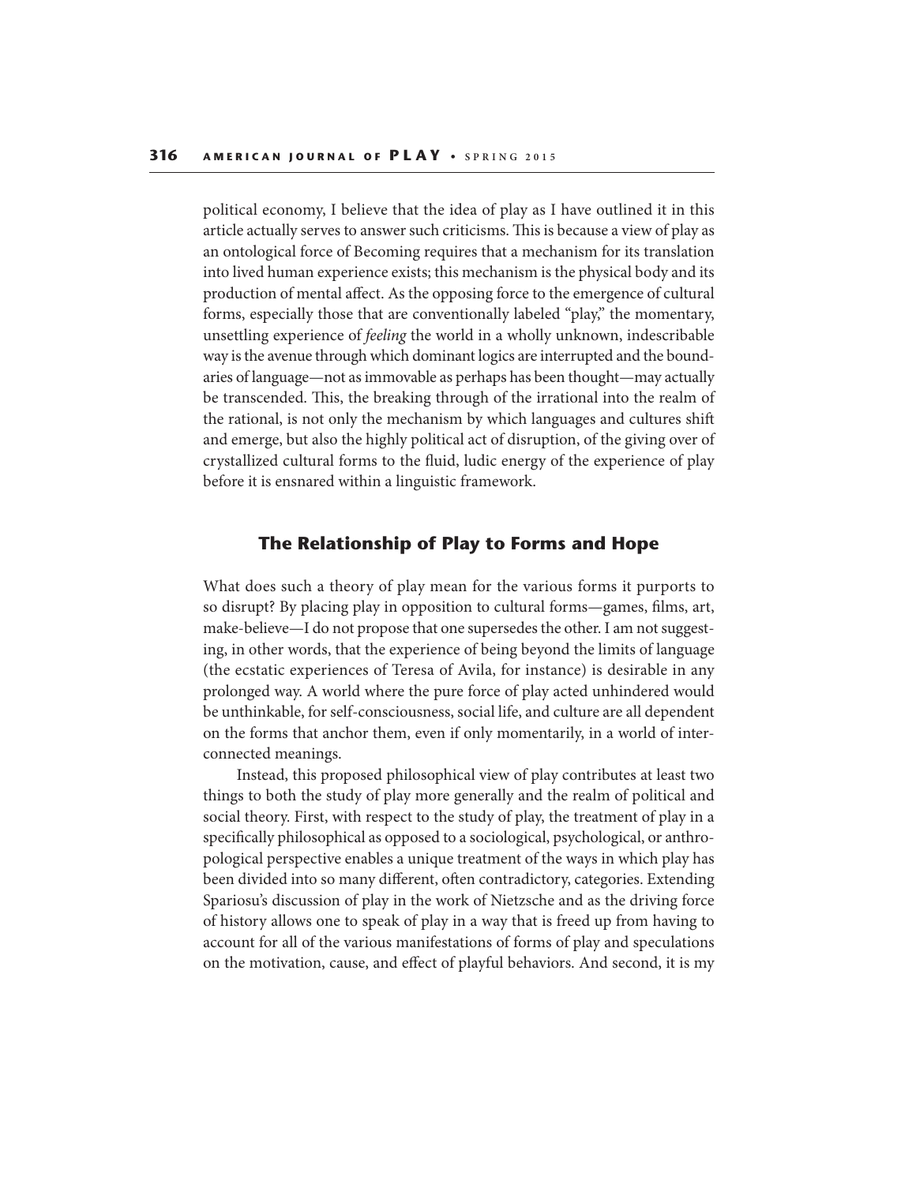political economy, I believe that the idea of play as I have outlined it in this article actually serves to answer such criticisms. This is because a view of play as an ontological force of Becoming requires that a mechanism for its translation into lived human experience exists; this mechanism is the physical body and its production of mental affect. As the opposing force to the emergence of cultural forms, especially those that are conventionally labeled "play," the momentary, unsettling experience of *feeling* the world in a wholly unknown, indescribable way is the avenue through which dominant logics are interrupted and the boundaries of language—not as immovable as perhaps has been thought—may actually be transcended. This, the breaking through of the irrational into the realm of the rational, is not only the mechanism by which languages and cultures shift and emerge, but also the highly political act of disruption, of the giving over of crystallized cultural forms to the fluid, ludic energy of the experience of play before it is ensnared within a linguistic framework.

## The Relationship of Play to Forms and Hope

What does such a theory of play mean for the various forms it purports to so disrupt? By placing play in opposition to cultural forms—games, films, art, make-believe—I do not propose that one supersedes the other. I am not suggesting, in other words, that the experience of being beyond the limits of language (the ecstatic experiences of Teresa of Avila, for instance) is desirable in any prolonged way. A world where the pure force of play acted unhindered would be unthinkable, for self-consciousness, social life, and culture are all dependent on the forms that anchor them, even if only momentarily, in a world of interconnected meanings.

Instead, this proposed philosophical view of play contributes at least two things to both the study of play more generally and the realm of political and social theory. First, with respect to the study of play, the treatment of play in a specifically philosophical as opposed to a sociological, psychological, or anthropological perspective enables a unique treatment of the ways in which play has been divided into so many different, often contradictory, categories. Extending Spariosu's discussion of play in the work of Nietzsche and as the driving force of history allows one to speak of play in a way that is freed up from having to account for all of the various manifestations of forms of play and speculations on the motivation, cause, and effect of playful behaviors. And second, it is my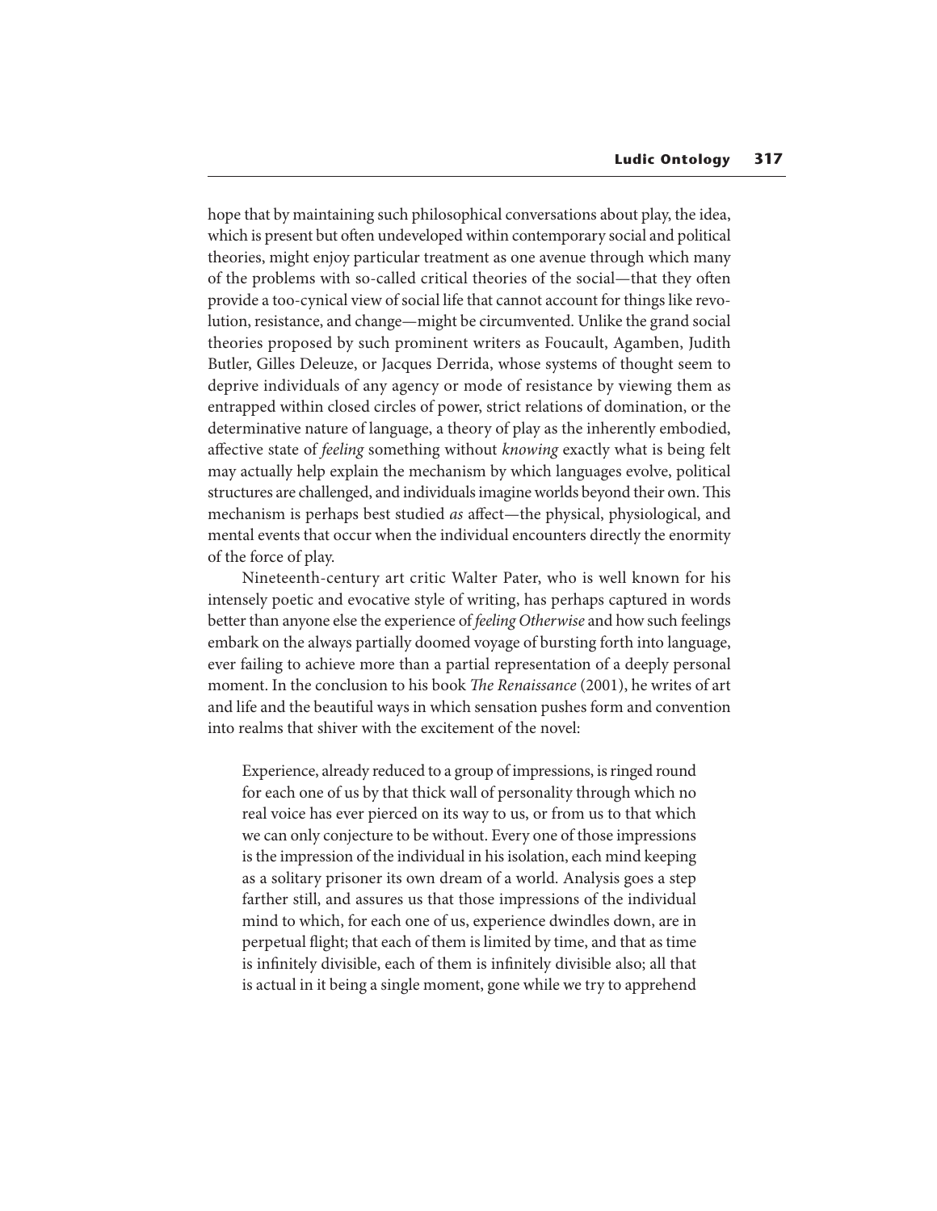hope that by maintaining such philosophical conversations about play, the idea, which is present but often undeveloped within contemporary social and political theories, might enjoy particular treatment as one avenue through which many of the problems with so-called critical theories of the social—that they often provide a too-cynical view of social life that cannot account for things like revolution, resistance, and change—might be circumvented. Unlike the grand social theories proposed by such prominent writers as Foucault, Agamben, Judith Butler, Gilles Deleuze, or Jacques Derrida, whose systems of thought seem to deprive individuals of any agency or mode of resistance by viewing them as entrapped within closed circles of power, strict relations of domination, or the determinative nature of language, a theory of play as the inherently embodied, affective state of *feeling* something without *knowing* exactly what is being felt may actually help explain the mechanism by which languages evolve, political structures are challenged, and individuals imagine worlds beyond their own. This mechanism is perhaps best studied *as* affect—the physical, physiological, and mental events that occur when the individual encounters directly the enormity of the force of play.

Nineteenth-century art critic Walter Pater, who is well known for his intensely poetic and evocative style of writing, has perhaps captured in words better than anyone else the experience of *feeling Otherwise* and how such feelings embark on the always partially doomed voyage of bursting forth into language, ever failing to achieve more than a partial representation of a deeply personal moment. In the conclusion to his book *The Renaissance* (2001), he writes of art and life and the beautiful ways in which sensation pushes form and convention into realms that shiver with the excitement of the novel:

> Experience, already reduced to a group of impressions, is ringed round for each one of us by that thick wall of personality through which no real voice has ever pierced on its way to us, or from us to that which we can only conjecture to be without. Every one of those impressions is the impression of the individual in his isolation, each mind keeping as a solitary prisoner its own dream of a world. Analysis goes a step farther still, and assures us that those impressions of the individual mind to which, for each one of us, experience dwindles down, are in perpetual flight; that each of them is limited by time, and that as time is infinitely divisible, each of them is infinitely divisible also; all that is actual in it being a single moment, gone while we try to apprehend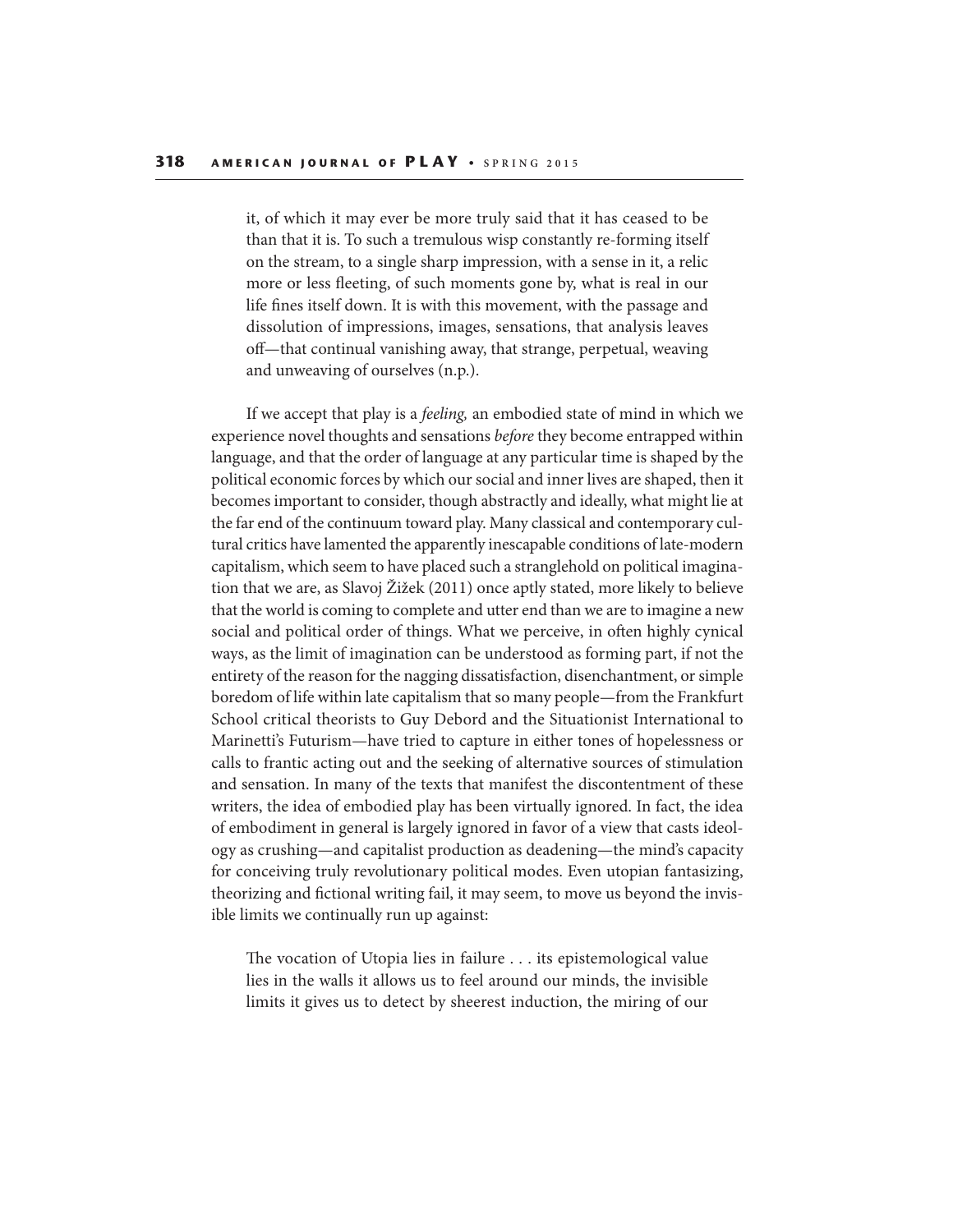> it, of which it may ever be more truly said that it has ceased to be than that it is. To such a tremulous wisp constantly re-forming itself on the stream, to a single sharp impression, with a sense in it, a relic more or less fleeting, of such moments gone by, what is real in our life fines itself down. It is with this movement, with the passage and dissolution of impressions, images, sensations, that analysis leaves off—that continual vanishing away, that strange, perpetual, weaving and unweaving of ourselves (n.p.).

If we accept that play is a *feeling,* an embodied state of mind in which we experience novel thoughts and sensations *before* they become entrapped within language, and that the order of language at any particular time is shaped by the political economic forces by which our social and inner lives are shaped, then it becomes important to consider, though abstractly and ideally, what might lie at the far end of the continuum toward play. Many classical and contemporary cultural critics have lamented the apparently inescapable conditions of late-modern capitalism, which seem to have placed such a stranglehold on political imagination that we are, as Slavoj Žižek (2011) once aptly stated, more likely to believe that the world is coming to complete and utter end than we are to imagine a new social and political order of things. What we perceive, in often highly cynical ways, as the limit of imagination can be understood as forming part, if not the entirety of the reason for the nagging dissatisfaction, disenchantment, or simple boredom of life within late capitalism that so many people—from the Frankfurt School critical theorists to Guy Debord and the Situationist International to Marinetti's Futurism—have tried to capture in either tones of hopelessness or calls to frantic acting out and the seeking of alternative sources of stimulation and sensation. In many of the texts that manifest the discontentment of these writers, the idea of embodied play has been virtually ignored. In fact, the idea of embodiment in general is largely ignored in favor of a view that casts ideology as crushing—and capitalist production as deadening—the mind's capacity for conceiving truly revolutionary political modes. Even utopian fantasizing, theorizing and fictional writing fail, it may seem, to move us beyond the invisible limits we continually run up against:

> The vocation of Utopia lies in failure . . . its epistemological value lies in the walls it allows us to feel around our minds, the invisible limits it gives us to detect by sheerest induction, the miring of our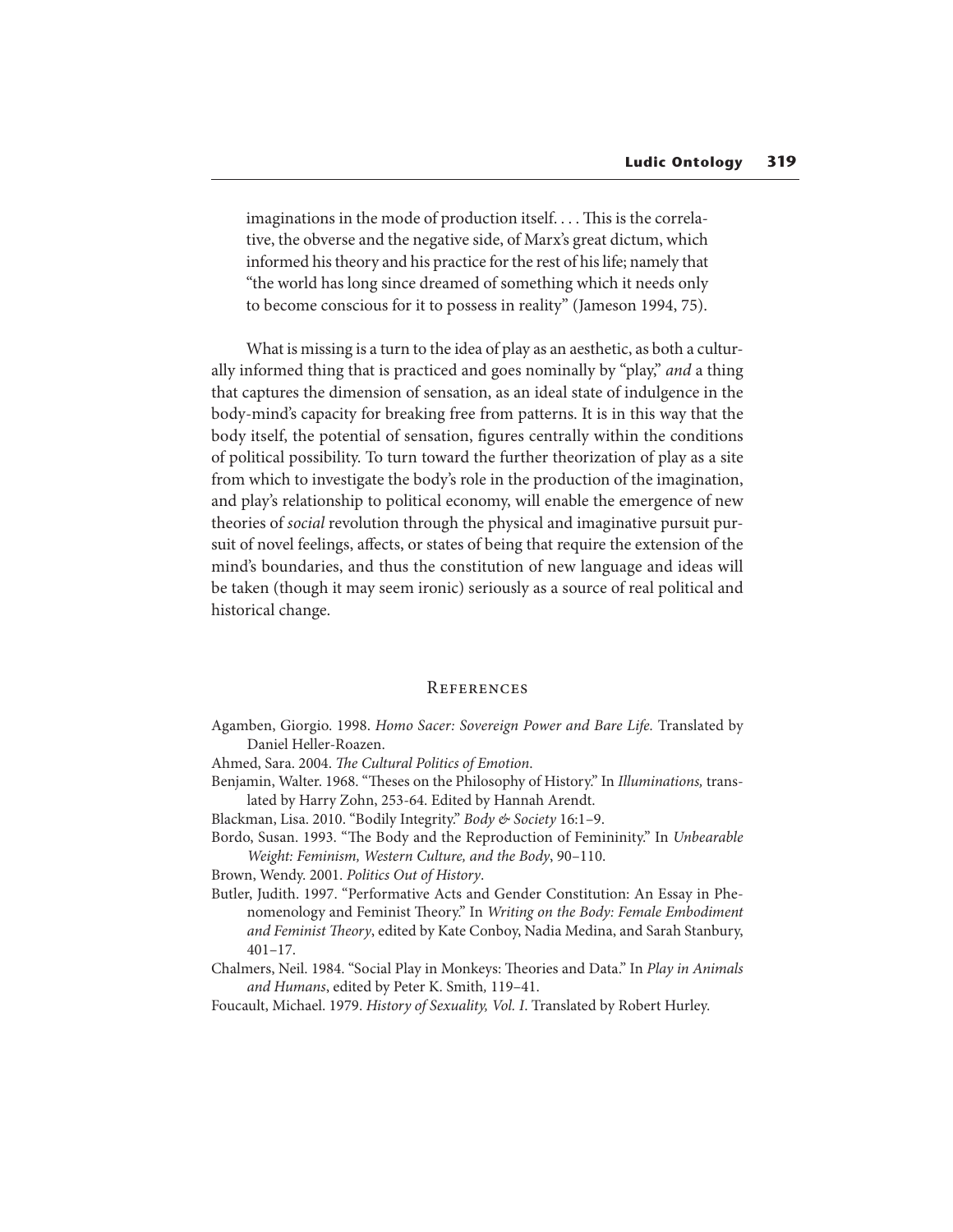> imaginations in the mode of production itself. . . . This is the correlative, the obverse and the negative side, of Marx's great dictum, which informed his theory and his practice for the rest of his life; namely that "the world has long since dreamed of something which it needs only to become conscious for it to possess in reality" (Jameson 1994, 75).

What is missing is a turn to the idea of play as an aesthetic, as both a culturally informed thing that is practiced and goes nominally by "play," *and* a thing that captures the dimension of sensation, as an ideal state of indulgence in the body-mind's capacity for breaking free from patterns. It is in this way that the body itself, the potential of sensation, figures centrally within the conditions of political possibility. To turn toward the further theorization of play as a site from which to investigate the body's role in the production of the imagination, and play's relationship to political economy, will enable the emergence of new theories of *social* revolution through the physical and imaginative pursuit pursuit of novel feelings, affects, or states of being that require the extension of the mind's boundaries, and thus the constitution of new language and ideas will be taken (though it may seem ironic) seriously as a source of real political and historical change.

## References

Agamben, Giorgio. 1998. *Homo Sacer: Sovereign Power and Bare Life.* Translated by Daniel Heller-Roazen.

Ahmed, Sara. 2004. *The Cultural Politics of Emotion*.

Benjamin, Walter. 1968. "Theses on the Philosophy of History." In *Illuminations,* translated by Harry Zohn, 253-64. Edited by Hannah Arendt.

Blackman, Lisa. 2010. "Bodily Integrity." *Body & Society* 16:1–9.

Bordo, Susan. 1993. "The Body and the Reproduction of Femininity." In *Unbearable Weight: Feminism, Western Culture, and the Body*, 90–110.

Brown, Wendy. 2001. *Politics Out of History*.

Butler, Judith. 1997. "Performative Acts and Gender Constitution: An Essay in Phenomenology and Feminist Theory." In *Writing on the Body: Female Embodiment and Feminist Theory*, edited by Kate Conboy, Nadia Medina, and Sarah Stanbury, 401–17.

Chalmers, Neil. 1984. "Social Play in Monkeys: Theories and Data." In *Play in Animals and Humans*, edited by Peter K. Smith*,* 119–41.

Foucault, Michael. 1979. *History of Sexuality, Vol. I*. Translated by Robert Hurley.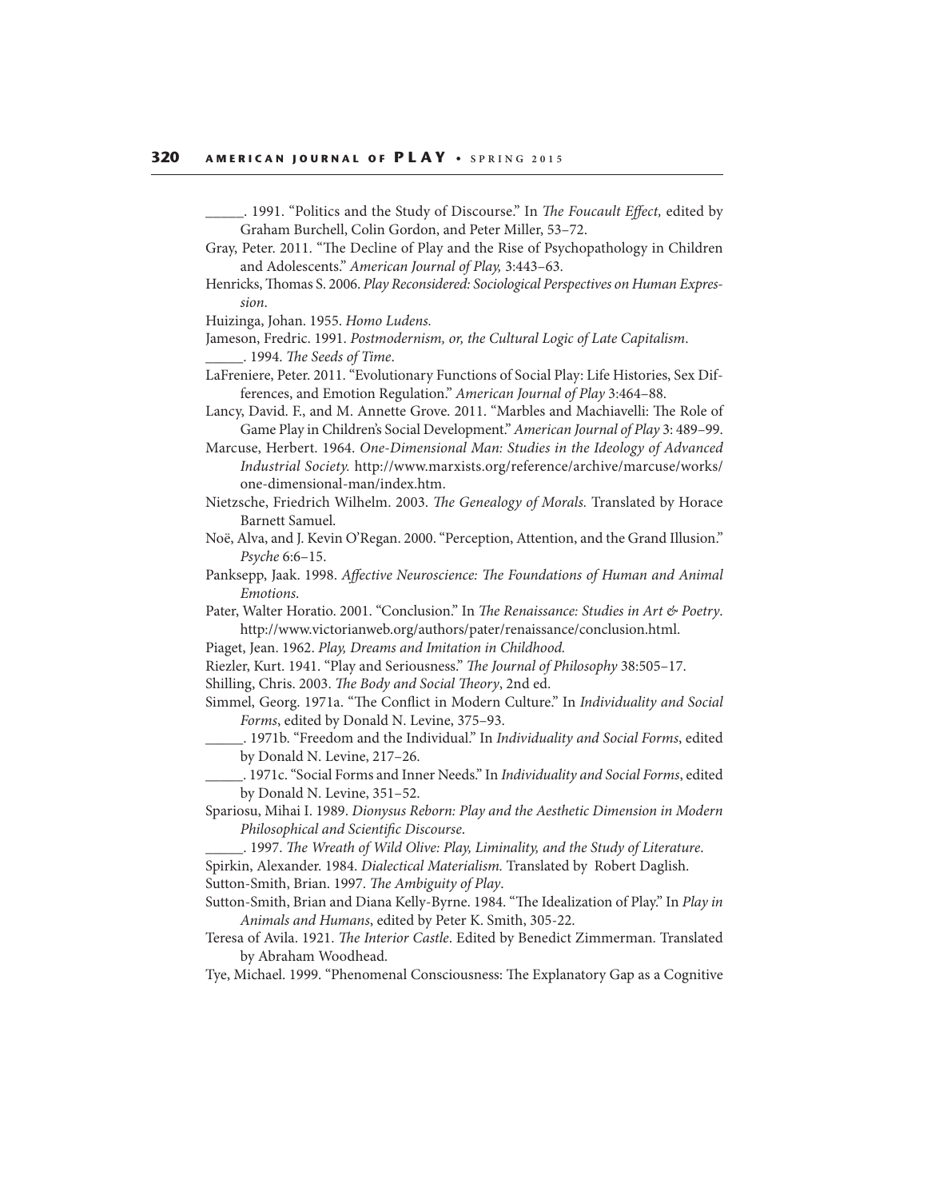\_\_\_\_\_. 1991. "Politics and the Study of Discourse." In *The Foucault Effect,* edited by Graham Burchell, Colin Gordon, and Peter Miller, 53–72.

Gray, Peter. 2011. "The Decline of Play and the Rise of Psychopathology in Children and Adolescents." *American Journal of Play,* 3:443–63.

Henricks, Thomas S. 2006. *Play Reconsidered: Sociological Perspectives on Human Expression*.

Huizinga, Johan. 1955. *Homo Ludens.*

Jameson, Fredric. 1991. *Postmodernism, or, the Cultural Logic of Late Capitalism*.

\_\_\_\_\_. 1994. *The Seeds of Time*.

LaFreniere, Peter. 2011. "Evolutionary Functions of Social Play: Life Histories, Sex Differences, and Emotion Regulation." *American Journal of Play* 3:464–88.

Lancy, David. F., and M. Annette Grove. 2011. "Marbles and Machiavelli: The Role of Game Play in Children's Social Development." *American Journal of Play* 3: 489–99.

Marcuse, Herbert. 1964. *One-Dimensional Man: Studies in the Ideology of Advanced Industrial Society.* http://www.marxists.org/reference/archive/marcuse/works/one-dimensional-man/index.htm.

Nietzsche, Friedrich Wilhelm. 2003. *The Genealogy of Morals.* Translated by Horace Barnett Samuel.

Noë, Alva, and J. Kevin O'Regan. 2000. "Perception, Attention, and the Grand Illusion." *Psyche* 6:6–15.

Panksepp, Jaak. 1998. *Affective Neuroscience: The Foundations of Human and Animal Emotions.*

Pater, Walter Horatio. 2001. "Conclusion." In *The Renaissance: Studies in Art & Poetry*. http://www.victorianweb.org/authors/pater/renaissance/conclusion.html.

Piaget, Jean. 1962. *Play, Dreams and Imitation in Childhood.*

Riezler, Kurt. 1941. "Play and Seriousness." *The Journal of Philosophy* 38:505–17.

Shilling, Chris. 2003. *The Body and Social Theory*, 2nd ed.

Simmel, Georg. 1971a. "The Conflict in Modern Culture." In *Individuality and Social Forms*, edited by Donald N. Levine, 375–93.

\_\_\_\_\_. 1971b. "Freedom and the Individual." In *Individuality and Social Forms*, edited by Donald N. Levine, 217–26.

\_\_\_\_\_. 1971c. "Social Forms and Inner Needs." In *Individuality and Social Forms*, edited by Donald N. Levine, 351–52.

Spariosu, Mihai I. 1989. *Dionysus Reborn: Play and the Aesthetic Dimension in Modern Philosophical and Scientific Discourse*.

\_\_\_\_\_. 1997. *The Wreath of Wild Olive: Play, Liminality, and the Study of Literature*.

Spirkin, Alexander. 1984. *Dialectical Materialism.* Translated by Robert Daglish.

Sutton-Smith, Brian. 1997. *The Ambiguity of Play*.

Sutton-Smith, Brian and Diana Kelly-Byrne. 1984. "The Idealization of Play." In *Play in Animals and Humans*, edited by Peter K. Smith, 305-22.

Teresa of Avila. 1921. *The Interior Castle*. Edited by Benedict Zimmerman. Translated by Abraham Woodhead.

Tye, Michael. 1999. "Phenomenal Consciousness: The Explanatory Gap as a Cognitive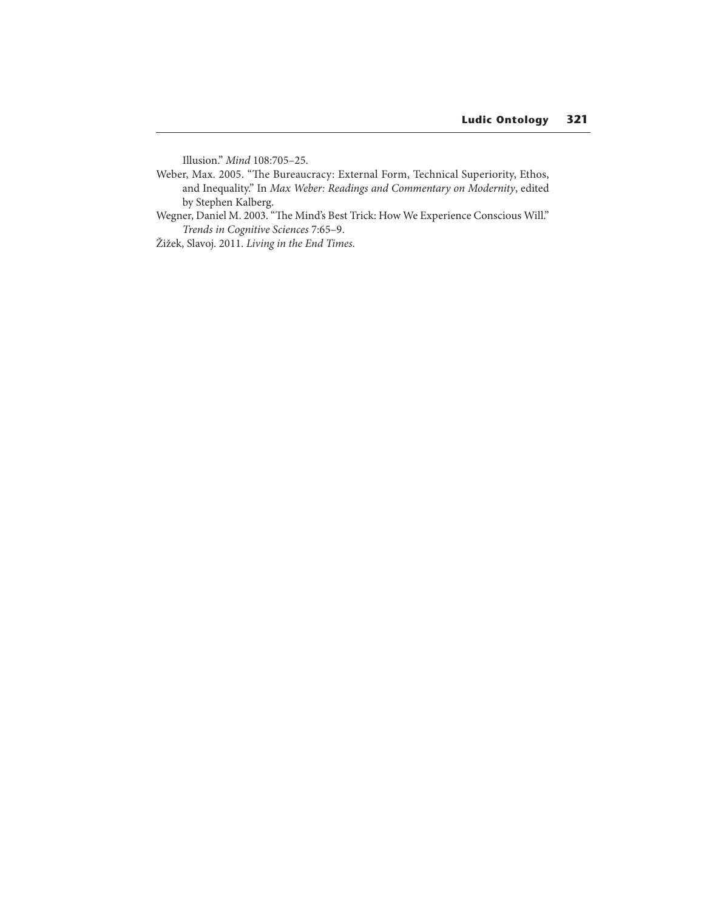Illusion." *Mind* 108:705–25.

Weber, Max. 2005. "The Bureaucracy: External Form, Technical Superiority, Ethos, and Inequality." In *Max Weber: Readings and Commentary on Modernity*, edited by Stephen Kalberg.

Wegner, Daniel M. 2003. "The Mind's Best Trick: How We Experience Conscious Will." *Trends in Cognitive Sciences* 7:65–9.

Žižek, Slavoj. 2011. *Living in the End Times*.